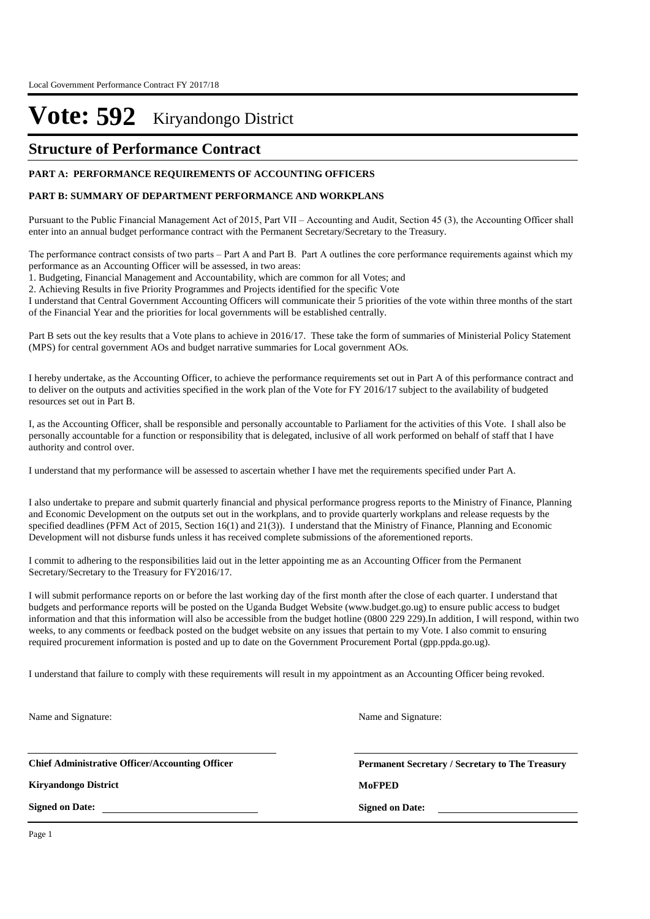# Vote: 592 Kiryandongo District

## Structure of Performance Contract

**PART A: PERFORMANCE REQUIREMENTS OF ACCOUNTING OFFICERS**

**PART B: SUMMARY OF DEPARTMENT PERFORMANCE AND WORKPLANS**

Pursuant to the Public Financial Management Act of 2015, Part VII – Accounting and Audit, Section 45 (3), the Accounting Officer shall enter into an annual budget performance contract with the Permanent Secretary/Secretary to the Treasury.

The performance contract consists of two parts – Part A and Part B. Part A outlines the core performance requirements against which my performance as an Accounting Officer will be assessed, in two areas:

1. Budgeting, Financial Management and Accountability, which are common for all Votes; and
2. Achieving Results in five Priority Programmes and Projects identified for the specific Vote

I understand that Central Government Accounting Officers will communicate their 5 priorities of the vote within three months of the start of the Financial Year and the priorities for local governments will be established centrally.

Part B sets out the key results that a Vote plans to achieve in 2016/17. These take the form of summaries of Ministerial Policy Statement (MPS) for central government AOs and budget narrative summaries for Local government AOs.

I hereby undertake, as the Accounting Officer, to achieve the performance requirements set out in Part A of this performance contract and to deliver on the outputs and activities specified in the work plan of the Vote for FY 2016/17 subject to the availability of budgeted resources set out in Part B.

I, as the Accounting Officer, shall be responsible and personally accountable to Parliament for the activities of this Vote. I shall also be personally accountable for a function or responsibility that is delegated, inclusive of all work performed on behalf of staff that I have authority and control over.

I understand that my performance will be assessed to ascertain whether I have met the requirements specified under Part A.

I also undertake to prepare and submit quarterly financial and physical performance progress reports to the Ministry of Finance, Planning and Economic Development on the outputs set out in the workplans, and to provide quarterly workplans and release requests by the specified deadlines (PFM Act of 2015, Section 16(1) and 21(3)). I understand that the Ministry of Finance, Planning and Economic Development will not disburse funds unless it has received complete submissions of the aforementioned reports.

I commit to adhering to the responsibilities laid out in the letter appointing me as an Accounting Officer from the Permanent Secretary/Secretary to the Treasury for FY2016/17.

I will submit performance reports on or before the last working day of the first month after the close of each quarter. I understand that budgets and performance reports will be posted on the Uganda Budget Website (www.budget.go.ug) to ensure public access to budget information and that this information will also be accessible from the budget hotline (0800 229 229).In addition, I will respond, within two weeks, to any comments or feedback posted on the budget website on any issues that pertain to my Vote. I also commit to ensuring required procurement information is posted and up to date on the Government Procurement Portal (gpp.ppda.go.ug).

I understand that failure to comply with these requirements will result in my appointment as an Accounting Officer being revoked.

Name and Signature:

**Chief Administrative Officer/Accounting Officer**

**Kiryandongo District**

**Signed on Date:**

Name and Signature:

**Permanent Secretary / Secretary to The Treasury**

**MoFPED**

**Signed on Date:**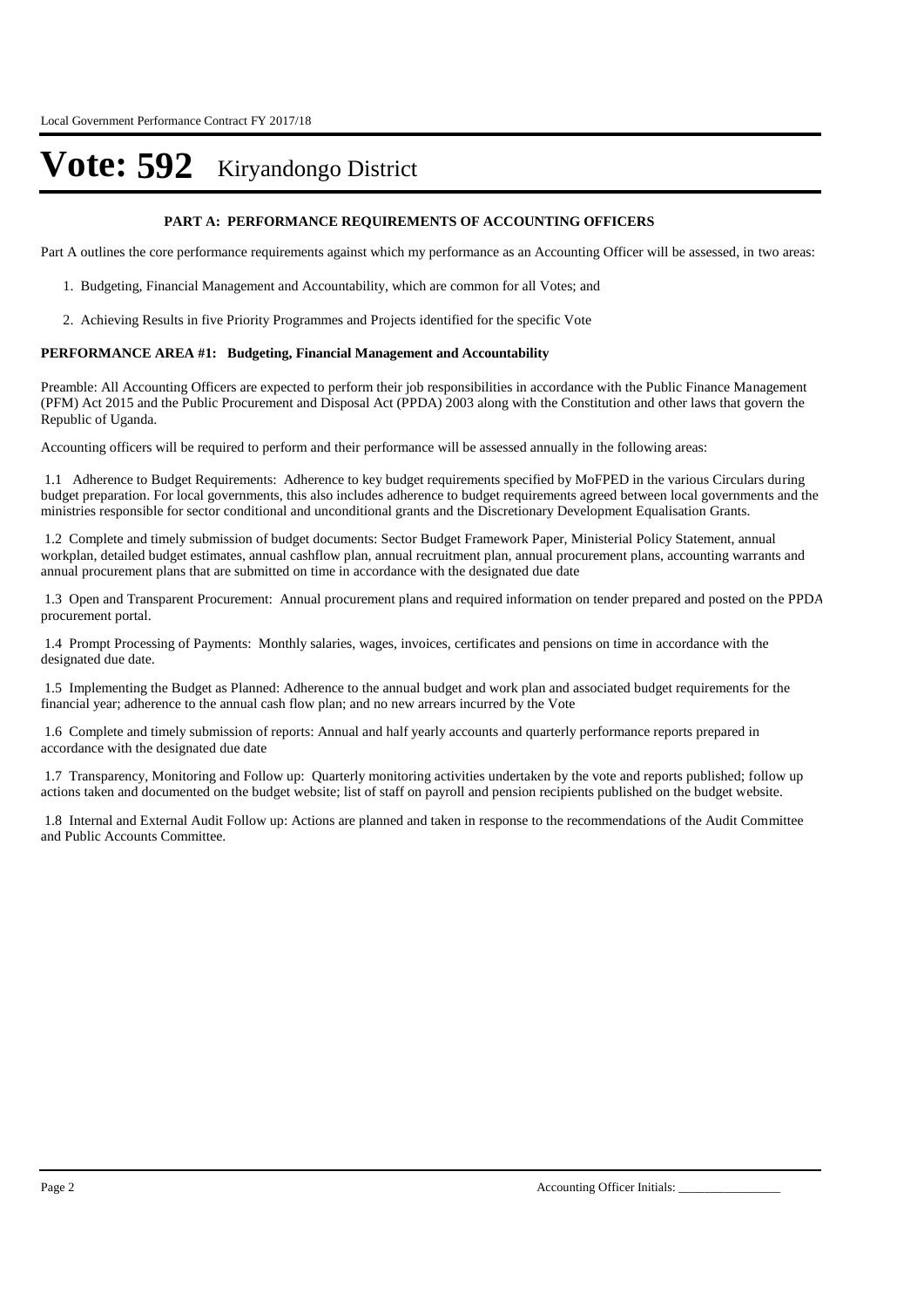# Vote: 592 Kiryandongo District

### PART A: PERFORMANCE REQUIREMENTS OF ACCOUNTING OFFICERS

Part A outlines the core performance requirements against which my performance as an Accounting Officer will be assessed, in two areas:

1. Budgeting, Financial Management and Accountability, which are common for all Votes; and
2. Achieving Results in five Priority Programmes and Projects identified for the specific Vote

**PERFORMANCE AREA #1: Budgeting, Financial Management and Accountability**

Preamble: All Accounting Officers are expected to perform their job responsibilities in accordance with the Public Finance Management (PFM) Act 2015 and the Public Procurement and Disposal Act (PPDA) 2003 along with the Constitution and other laws that govern the Republic of Uganda.

Accounting officers will be required to perform and their performance will be assessed annually in the following areas:

1.1 Adherence to Budget Requirements: Adherence to key budget requirements specified by MoFPED in the various Circulars during budget preparation. For local governments, this also includes adherence to budget requirements agreed between local governments and the ministries responsible for sector conditional and unconditional grants and the Discretionary Development Equalisation Grants.

1.2 Complete and timely submission of budget documents: Sector Budget Framework Paper, Ministerial Policy Statement, annual workplan, detailed budget estimates, annual cashflow plan, annual recruitment plan, annual procurement plans, accounting warrants and annual procurement plans that are submitted on time in accordance with the designated due date

1.3 Open and Transparent Procurement: Annual procurement plans and required information on tender prepared and posted on the PPDA procurement portal.

1.4 Prompt Processing of Payments: Monthly salaries, wages, invoices, certificates and pensions on time in accordance with the designated due date.

1.5 Implementing the Budget as Planned: Adherence to the annual budget and work plan and associated budget requirements for the financial year; adherence to the annual cash flow plan; and no new arrears incurred by the Vote

1.6 Complete and timely submission of reports: Annual and half yearly accounts and quarterly performance reports prepared in accordance with the designated due date

1.7 Transparency, Monitoring and Follow up: Quarterly monitoring activities undertaken by the vote and reports published; follow up actions taken and documented on the budget website; list of staff on payroll and pension recipients published on the budget website.

1.8 Internal and External Audit Follow up: Actions are planned and taken in response to the recommendations of the Audit Committee and Public Accounts Committee.

Accounting Officer Initials: ________________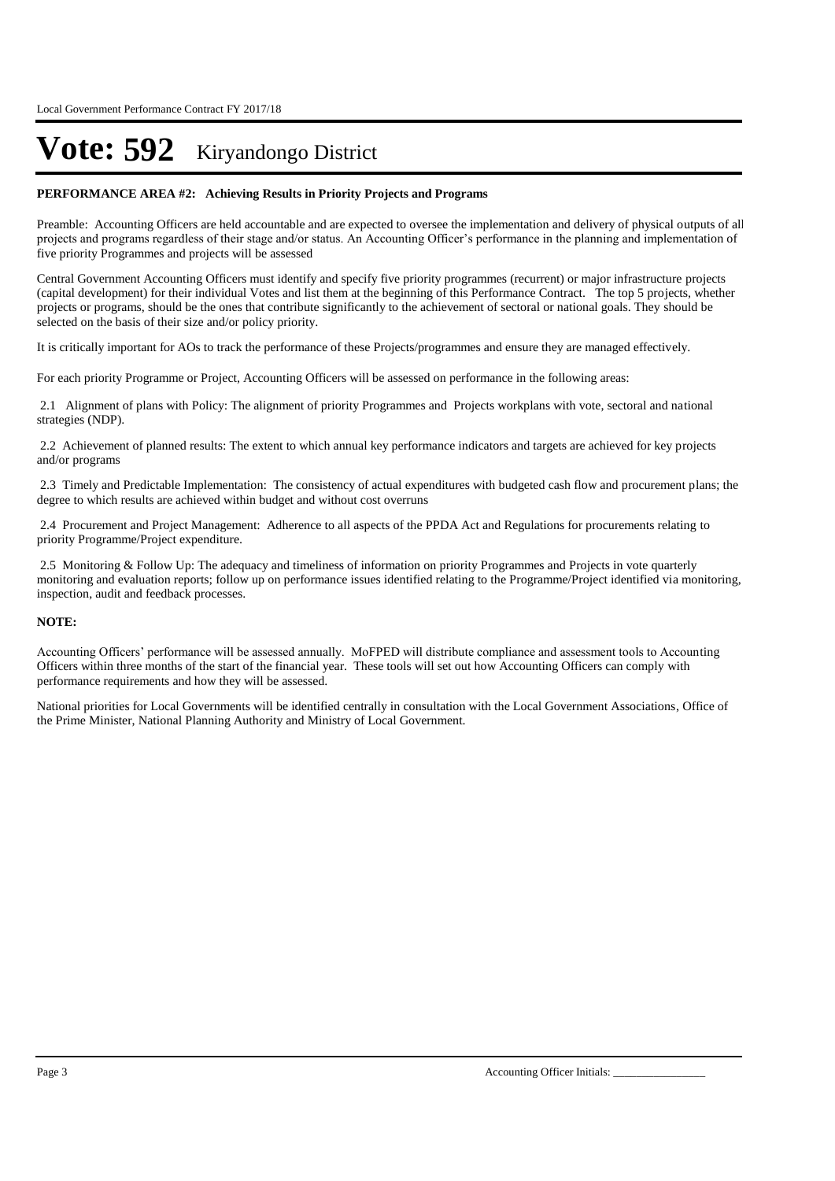# Vote: 592 Kiryandongo District

**PERFORMANCE AREA #2: Achieving Results in Priority Projects and Programs**

Preamble: Accounting Officers are held accountable and are expected to oversee the implementation and delivery of physical outputs of all projects and programs regardless of their stage and/or status. An Accounting Officer's performance in the planning and implementation of five priority Programmes and projects will be assessed

Central Government Accounting Officers must identify and specify five priority programmes (recurrent) or major infrastructure projects (capital development) for their individual Votes and list them at the beginning of this Performance Contract. The top 5 projects, whether projects or programs, should be the ones that contribute significantly to the achievement of sectoral or national goals. They should be selected on the basis of their size and/or policy priority.

It is critically important for AOs to track the performance of these Projects/programmes and ensure they are managed effectively.

For each priority Programme or Project, Accounting Officers will be assessed on performance in the following areas:

2.1 Alignment of plans with Policy: The alignment of priority Programmes and Projects workplans with vote, sectoral and national strategies (NDP).

2.2 Achievement of planned results: The extent to which annual key performance indicators and targets are achieved for key projects and/or programs

2.3 Timely and Predictable Implementation: The consistency of actual expenditures with budgeted cash flow and procurement plans; the degree to which results are achieved within budget and without cost overruns

2.4 Procurement and Project Management: Adherence to all aspects of the PPDA Act and Regulations for procurements relating to priority Programme/Project expenditure.

2.5 Monitoring & Follow Up: The adequacy and timeliness of information on priority Programmes and Projects in vote quarterly monitoring and evaluation reports; follow up on performance issues identified relating to the Programme/Project identified via monitoring, inspection, audit and feedback processes.

**NOTE:**

Accounting Officers' performance will be assessed annually. MoFPED will distribute compliance and assessment tools to Accounting Officers within three months of the start of the financial year. These tools will set out how Accounting Officers can comply with performance requirements and how they will be assessed.

National priorities for Local Governments will be identified centrally in consultation with the Local Government Associations, Office of the Prime Minister, National Planning Authority and Ministry of Local Government.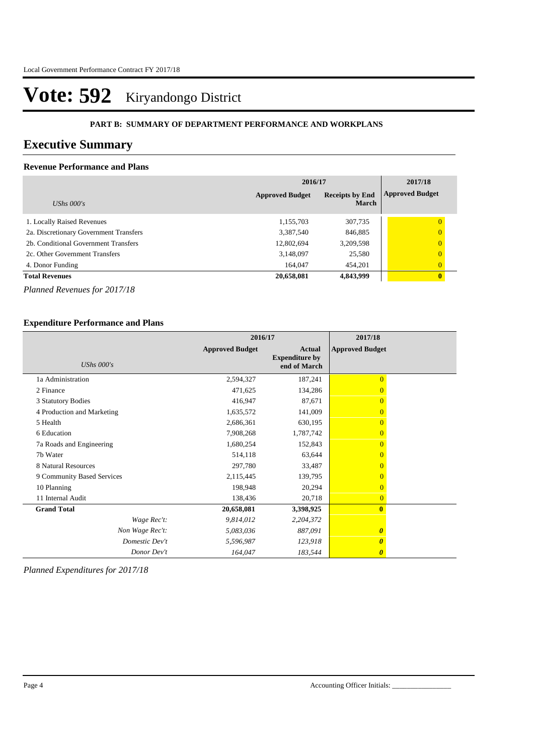# Vote: 592 Kiryandongo District

**PART B: SUMMARY OF DEPARTMENT PERFORMANCE AND WORKPLANS**

## Executive Summary

### Revenue Performance and Plans

| | 2016/17 | | 2017/18 |
|---|---|---|---|
| *UShs 000's* | **Approved Budget** | **Receipts by End March** | **Approved Budget** |
| 1. Locally Raised Revenues | 1,155,703 | 307,735 | 0 |
| 2a. Discretionary Government Transfers | 3,387,540 | 846,885 | 0 |
| 2b. Conditional Government Transfers | 12,802,694 | 3,209,598 | 0 |
| 2c. Other Government Transfers | 3,148,097 | 25,580 | 0 |
| 4. Donor Funding | 164,047 | 454,201 | 0 |
| **Total Revenues** | **20,658,081** | **4,843,999** | **0** |

*Planned Revenues for 2017/18*

### Expenditure Performance and Plans

| | 2016/17 | | 2017/18 |
|---|---|---|---|
| *UShs 000's* | **Approved Budget** | **Actual Expenditure by end of March** | **Approved Budget** |
| 1a Administration | 2,594,327 | 187,241 | 0 |
| 2 Finance | 471,625 | 134,286 | 0 |
| 3 Statutory Bodies | 416,947 | 87,671 | 0 |
| 4 Production and Marketing | 1,635,572 | 141,009 | 0 |
| 5 Health | 2,686,361 | 630,195 | 0 |
| 6 Education | 7,908,268 | 1,787,742 | 0 |
| 7a Roads and Engineering | 1,680,254 | 152,843 | 0 |
| 7b Water | 514,118 | 63,644 | 0 |
| 8 Natural Resources | 297,780 | 33,487 | 0 |
| 9 Community Based Services | 2,115,445 | 139,795 | 0 |
| 10 Planning | 198,948 | 20,294 | 0 |
| 11 Internal Audit | 138,436 | 20,718 | 0 |
| **Grand Total** | **20,658,081** | **3,398,925** | **0** |
| *Wage Rec't:* | *9,814,012* | *2,204,372* | ***0*** |
| *Non Wage Rec't:* | *5,083,036* | *887,091* | ***0*** |
| *Domestic Dev't* | *5,596,987* | *123,918* | ***0*** |
| *Donor Dev't* | *164,047* | *183,544* | ***0*** |

*Planned Expenditures for 2017/18*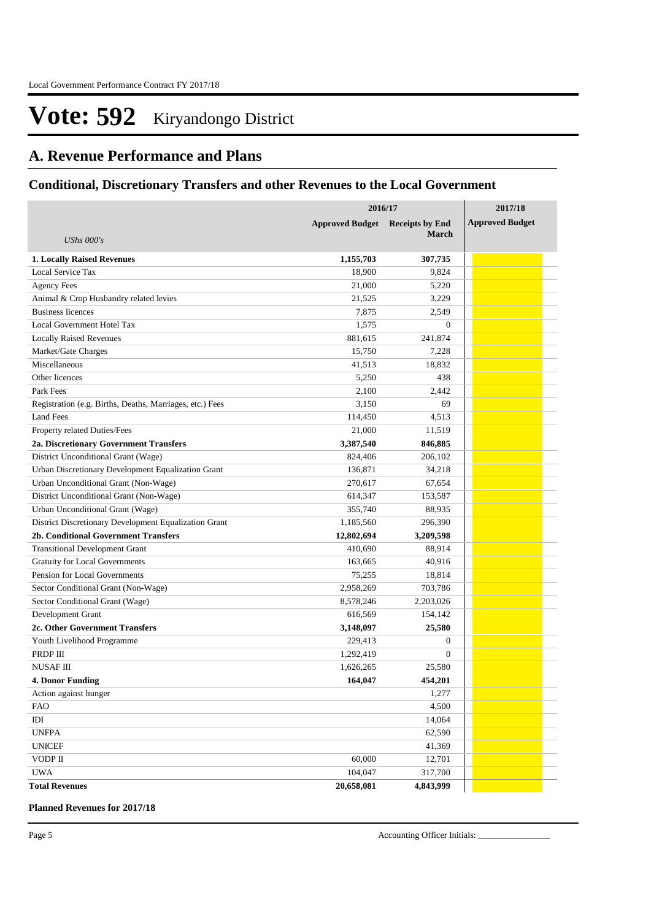# Vote: 592 Kiryandongo District

## A. Revenue Performance and Plans

### Conditional, Discretionary Transfers and other Revenues to the Local Government

| *UShs 000's* | 2016/17 Approved Budget | 2016/17 Receipts by End March | 2017/18 Approved Budget |
|---|---|---|---|
| **1. Locally Raised Revenues** | **1,155,703** | **307,735** | |
| Local Service Tax | 18,900 | 9,824 | |
| Agency Fees | 21,000 | 5,220 | |
| Animal & Crop Husbandry related levies | 21,525 | 3,229 | |
| Business licences | 7,875 | 2,549 | |
| Local Government Hotel Tax | 1,575 | 0 | |
| Locally Raised Revenues | 881,615 | 241,874 | |
| Market/Gate Charges | 15,750 | 7,228 | |
| Miscellaneous | 41,513 | 18,832 | |
| Other licences | 5,250 | 438 | |
| Park Fees | 2,100 | 2,442 | |
| Registration (e.g. Births, Deaths, Marriages, etc.) Fees | 3,150 | 69 | |
| Land Fees | 114,450 | 4,513 | |
| Property related Duties/Fees | 21,000 | 11,519 | |
| **2a. Discretionary Government Transfers** | **3,387,540** | **846,885** | |
| District Unconditional Grant (Wage) | 824,406 | 206,102 | |
| Urban Discretionary Development Equalization Grant | 136,871 | 34,218 | |
| Urban Unconditional Grant (Non-Wage) | 270,617 | 67,654 | |
| District Unconditional Grant (Non-Wage) | 614,347 | 153,587 | |
| Urban Unconditional Grant (Wage) | 355,740 | 88,935 | |
| District Discretionary Development Equalization Grant | 1,185,560 | 296,390 | |
| **2b. Conditional Government Transfers** | **12,802,694** | **3,209,598** | |
| Transitional Development Grant | 410,690 | 88,914 | |
| Gratuity for Local Governments | 163,665 | 40,916 | |
| Pension for Local Governments | 75,255 | 18,814 | |
| Sector Conditional Grant (Non-Wage) | 2,958,269 | 703,786 | |
| Sector Conditional Grant (Wage) | 8,578,246 | 2,203,026 | |
| Development Grant | 616,569 | 154,142 | |
| **2c. Other Government Transfers** | **3,148,097** | **25,580** | |
| Youth Livelihood Programme | 229,413 | 0 | |
| PRDP III | 1,292,419 | 0 | |
| NUSAF III | 1,626,265 | 25,580 | |
| **4. Donor Funding** | **164,047** | **454,201** | |
| Action against hunger | | 1,277 | |
| FAO | | 4,500 | |
| IDI | | 14,064 | |
| UNFPA | | 62,590 | |
| UNICEF | | 41,369 | |
| VODP II | 60,000 | 12,701 | |
| UWA | 104,047 | 317,700 | |
| **Total Revenues** | **20,658,081** | **4,843,999** | |

**Planned Revenues for 2017/18**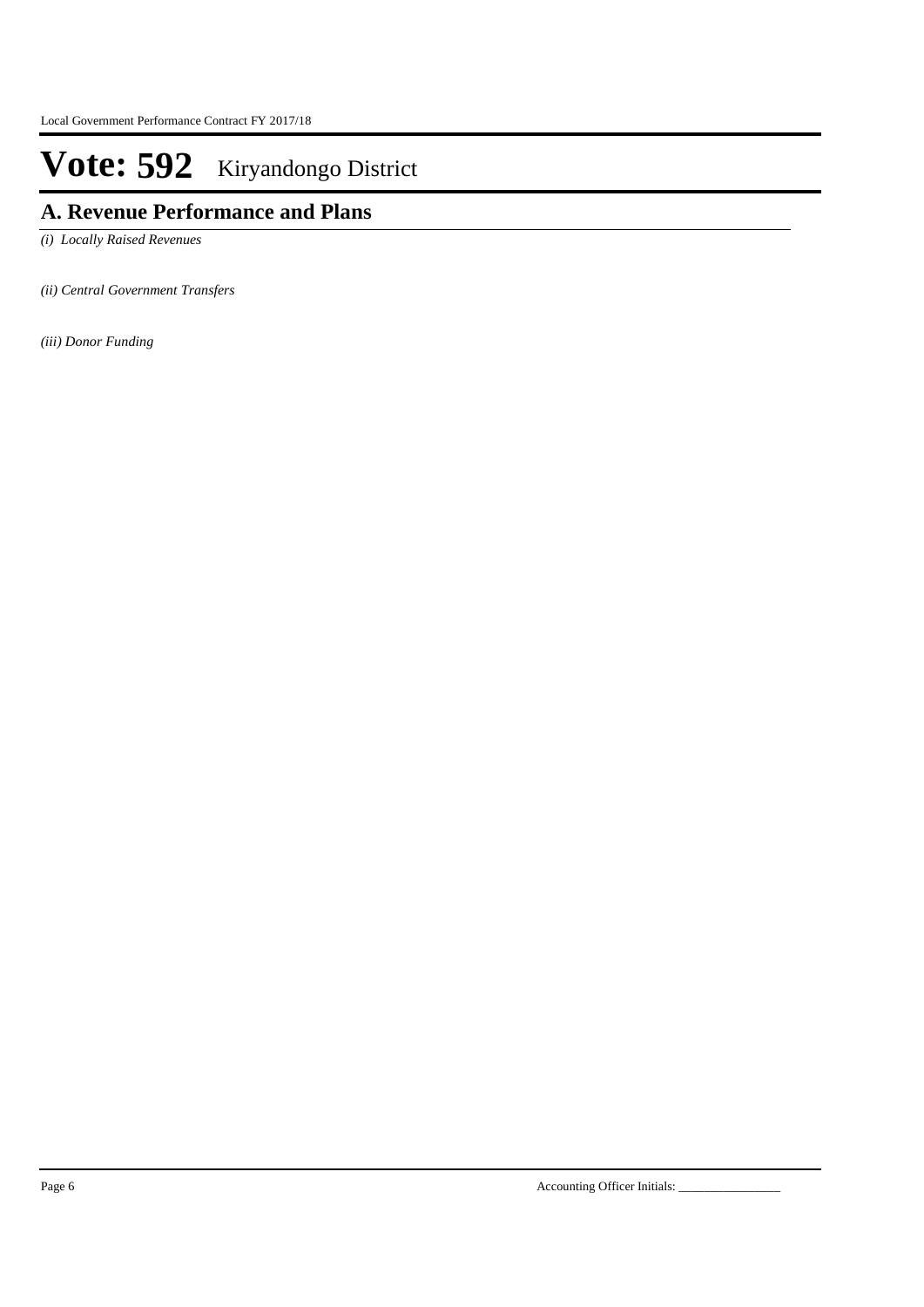# Vote: 592 Kiryandongo District

## A. Revenue Performance and Plans

*(i) Locally Raised Revenues*

*(ii) Central Government Transfers*

*(iii) Donor Funding*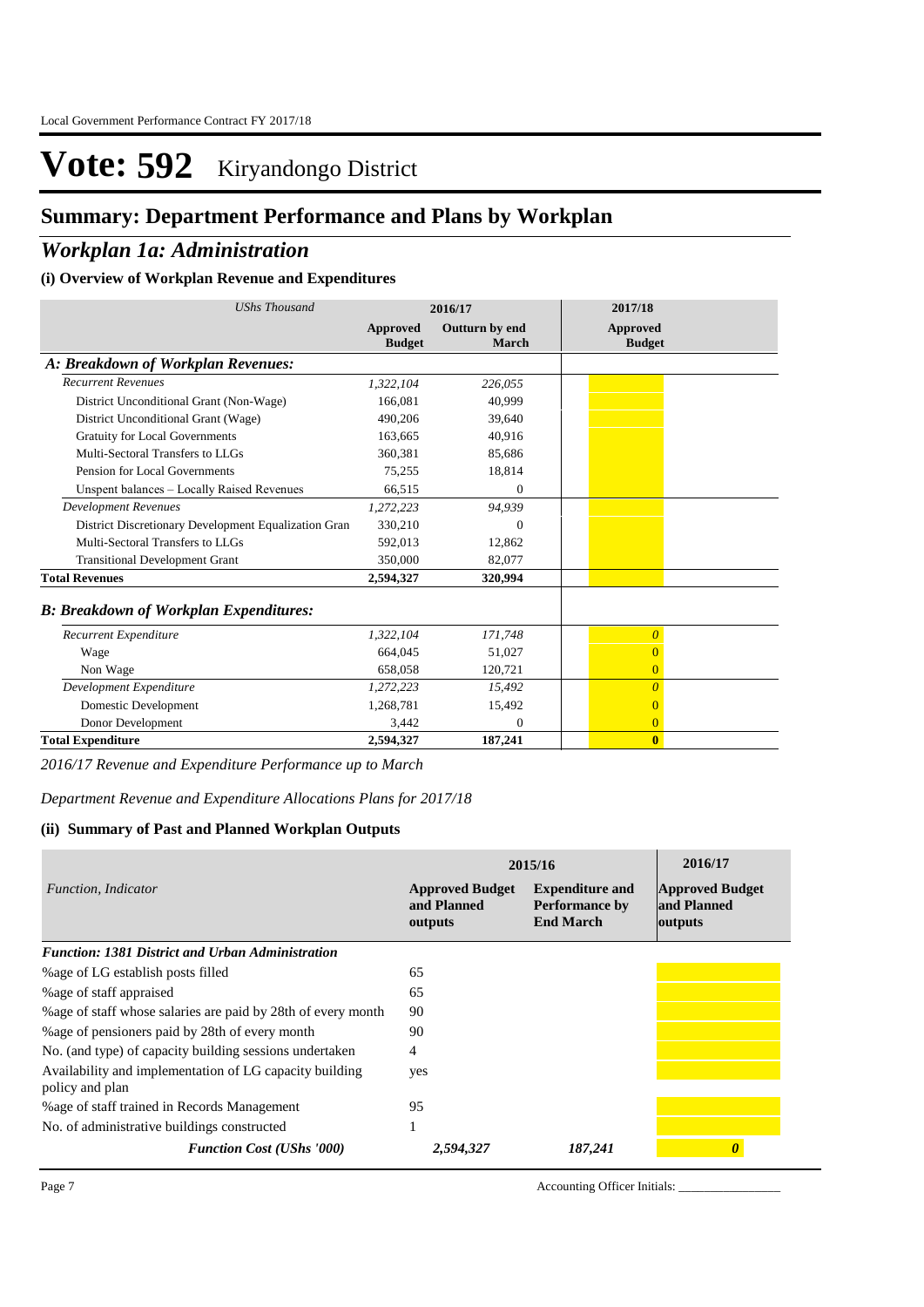# Vote: 592 Kiryandongo District

## Summary: Department Performance and Plans by Workplan

## *Workplan 1a: Administration*

### (i) Overview of Workplan Revenue and Expenditures

| *UShs Thousand* | 2016/17 | | 2017/18 |
|---|---|---|---|
| | **Approved Budget** | **Outturn by end March** | **Approved Budget** |
| ***A: Breakdown of Workplan Revenues:*** | | | |
| *Recurrent Revenues* | *1,322,104* | *226,055* | |
| District Unconditional Grant (Non-Wage) | 166,081 | 40,999 | |
| District Unconditional Grant (Wage) | 490,206 | 39,640 | |
| Gratuity for Local Governments | 163,665 | 40,916 | |
| Multi-Sectoral Transfers to LLGs | 360,381 | 85,686 | |
| Pension for Local Governments | 75,255 | 18,814 | |
| Unspent balances – Locally Raised Revenues | 66,515 | 0 | |
| *Development Revenues* | *1,272,223* | *94,939* | |
| District Discretionary Development Equalization Gran | 330,210 | 0 | |
| Multi-Sectoral Transfers to LLGs | 592,013 | 12,862 | |
| Transitional Development Grant | 350,000 | 82,077 | |
| **Total Revenues** | **2,594,327** | **320,994** | |
| ***B: Breakdown of Workplan Expenditures:*** | | | |
| *Recurrent Expenditure* | *1,322,104* | *171,748* | *0* |
| Wage | 664,045 | 51,027 | 0 |
| Non Wage | 658,058 | 120,721 | 0 |
| *Development Expenditure* | *1,272,223* | *15,492* | *0* |
| Domestic Development | 1,268,781 | 15,492 | 0 |
| Donor Development | 3,442 | 0 | 0 |
| **Total Expenditure** | **2,594,327** | **187,241** | **0** |

*2016/17 Revenue and Expenditure Performance up to March*

*Department Revenue and Expenditure Allocations Plans for 2017/18*

### (ii) Summary of Past and Planned Workplan Outputs

| *Function, Indicator* | 2015/16 | | 2016/17 |
|---|---|---|---|
| | **Approved Budget and Planned outputs** | **Expenditure and Performance by End March** | **Approved Budget and Planned outputs** |
| ***Function: 1381 District and Urban Administration*** | | | |
| %age of LG establish posts filled | 65 | | |
| %age of staff appraised | 65 | | |
| %age of staff whose salaries are paid by 28th of every month | 90 | | |
| %age of pensioners paid by 28th of every month | 90 | | |
| No. (and type) of capacity building sessions undertaken | 4 | | |
| Availability and implementation of LG capacity building policy and plan | yes | | |
| %age of staff trained in Records Management | 95 | | |
| No. of administrative buildings constructed | 1 | | |
| ***Function Cost (UShs '000)*** | ***2,594,327*** | ***187,241*** | ***0*** |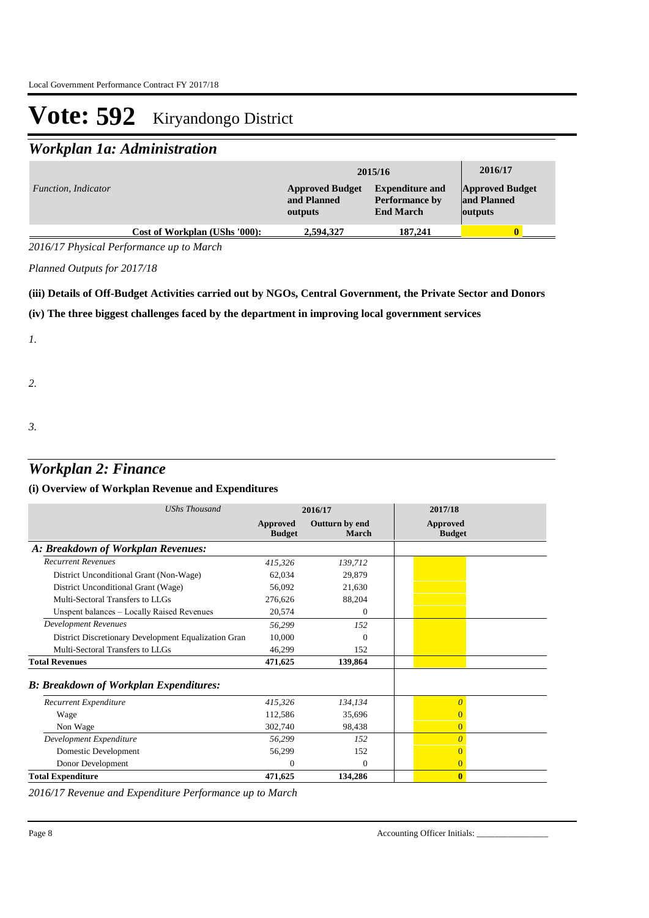# Vote: 592 Kiryandongo District

## Workplan 1a: Administration

| *Function, Indicator* | 2015/16 Approved Budget and Planned outputs | 2015/16 Expenditure and Performance by End March | 2016/17 Approved Budget and Planned outputs |
|---|---|---|---|
| **Cost of Workplan (UShs '000):** | **2,594,327** | **187,241** | **0** |

*2016/17 Physical Performance up to March*

*Planned Outputs for 2017/18*

**(iii) Details of Off-Budget Activities carried out by NGOs, Central Government, the Private Sector and Donors**

**(iv) The three biggest challenges faced by the department in improving local government services**

*1.*

*2.*

*3.*

## Workplan 2: Finance

**(i) Overview of Workplan Revenue and Expenditures**

| *UShs Thousand* | 2016/17 Approved Budget | 2016/17 Outturn by end March | 2017/18 Approved Budget |
|---|---|---|---|
| ***A: Breakdown of Workplan Revenues:*** | | | |
| *Recurrent Revenues* | *415,326* | *139,712* | |
| District Unconditional Grant (Non-Wage) | 62,034 | 29,879 | |
| District Unconditional Grant (Wage) | 56,092 | 21,630 | |
| Multi-Sectoral Transfers to LLGs | 276,626 | 88,204 | |
| Unspent balances – Locally Raised Revenues | 20,574 | 0 | |
| *Development Revenues* | *56,299* | *152* | |
| District Discretionary Development Equalization Gran | 10,000 | 0 | |
| Multi-Sectoral Transfers to LLGs | 46,299 | 152 | |
| **Total Revenues** | **471,625** | **139,864** | |
| ***B: Breakdown of Workplan Expenditures:*** | | | |
| *Recurrent Expenditure* | *415,326* | *134,134* | *0* |
| Wage | 112,586 | 35,696 | 0 |
| Non Wage | 302,740 | 98,438 | 0 |
| *Development Expenditure* | *56,299* | *152* | *0* |
| Domestic Development | 56,299 | 152 | 0 |
| Donor Development | 0 | 0 | 0 |
| **Total Expenditure** | **471,625** | **134,286** | **0** |

*2016/17 Revenue and Expenditure Performance up to March*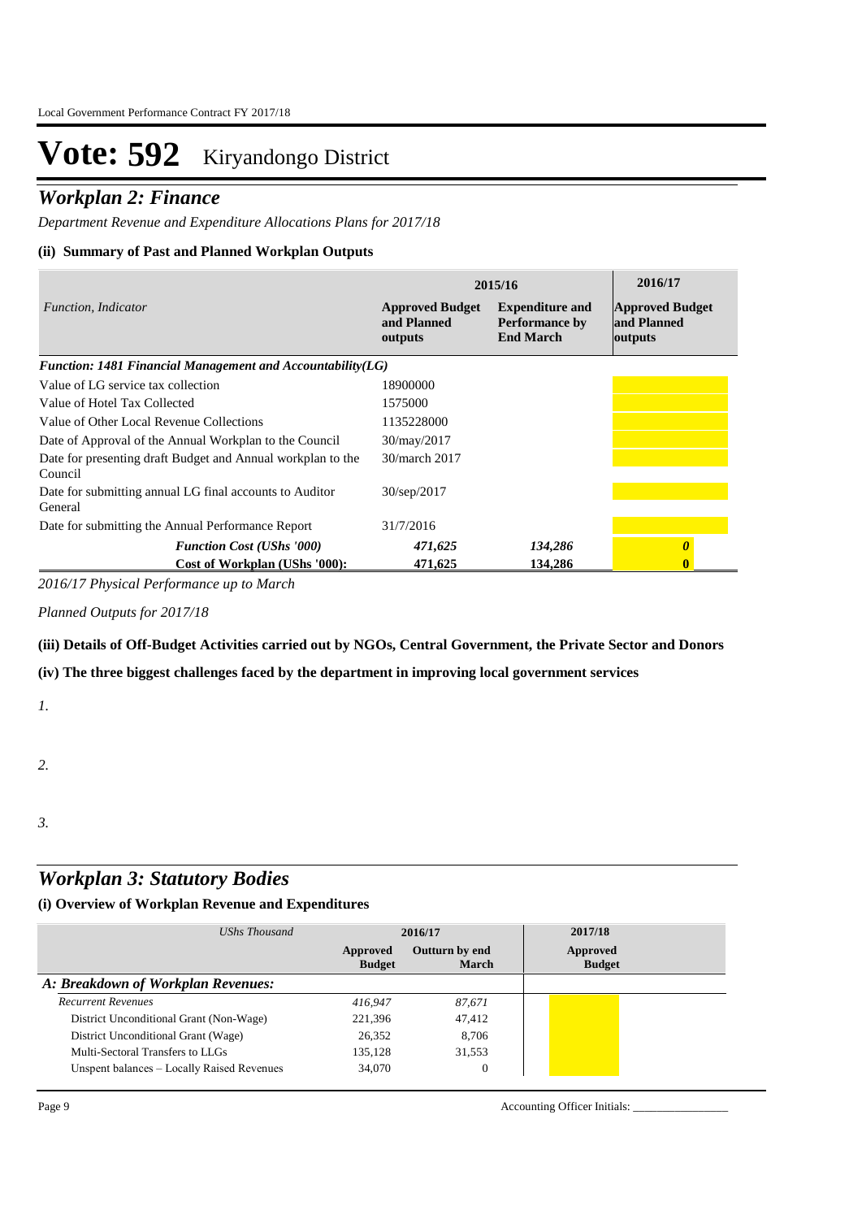# Vote: 592 Kiryandongo District

## *Workplan 2: Finance*

*Department Revenue and Expenditure Allocations Plans for 2017/18*

### (ii) Summary of Past and Planned Workplan Outputs

| *Function, Indicator* | 2015/16 | | 2016/17 |
|---|---|---|---|
| | **Approved Budget and Planned outputs** | **Expenditure and Performance by End March** | **Approved Budget and Planned outputs** |
| ***Function: 1481 Financial Management and Accountability(LG)*** | | | |
| Value of LG service tax collection | 18900000 | | |
| Value of Hotel Tax Collected | 1575000 | | |
| Value of Other Local Revenue Collections | 1135228000 | | |
| Date of Approval of the Annual Workplan to the Council | 30/may/2017 | | |
| Date for presenting draft Budget and Annual workplan to the Council | 30/march 2017 | | |
| Date for submitting annual LG final accounts to Auditor General | 30/sep/2017 | | |
| Date for submitting the Annual Performance Report | 31/7/2016 | | |
| ***Function Cost (UShs '000)*** | *471,625* | *134,286* | *0* |
| **Cost of Workplan (UShs '000):** | **471,625** | **134,286** | **0** |

*2016/17 Physical Performance up to March*

*Planned Outputs for 2017/18*

**(iii) Details of Off-Budget Activities carried out by NGOs, Central Government, the Private Sector and Donors**

**(iv) The three biggest challenges faced by the department in improving local government services**

*1.*

*2.*

*3.*

## *Workplan 3: Statutory Bodies*

### (i) Overview of Workplan Revenue and Expenditures

| *UShs Thousand* | 2016/17 | | 2017/18 |
|---|---|---|---|
| | **Approved Budget** | **Outturn by end March** | **Approved Budget** |
| ***A: Breakdown of Workplan Revenues:*** | | | |
| *Recurrent Revenues* | *416,947* | *87,671* | |
| District Unconditional Grant (Non-Wage) | 221,396 | 47,412 | |
| District Unconditional Grant (Wage) | 26,352 | 8,706 | |
| Multi-Sectoral Transfers to LLGs | 135,128 | 31,553 | |
| Unspent balances – Locally Raised Revenues | 34,070 | 0 | |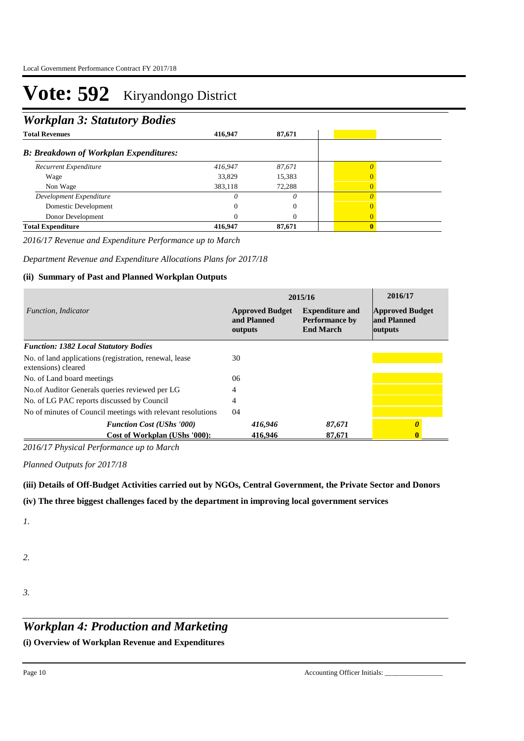# Vote: 592 Kiryandongo District

## Workplan 3: Statutory Bodies

| Total Revenues | 416,947 | 87,671 | |
|---|---|---|---|
| ***B: Breakdown of Workplan Expenditures:*** | | | |
| *Recurrent Expenditure* | *416,947* | *87,671* | *0* |
| Wage | 33,829 | 15,383 | 0 |
| Non Wage | 383,118 | 72,288 | 0 |
| *Development Expenditure* | *0* | *0* | *0* |
| Domestic Development | 0 | 0 | 0 |
| Donor Development | 0 | 0 | 0 |
| **Total Expenditure** | **416,947** | **87,671** | **0** |

*2016/17 Revenue and Expenditure Performance up to March*

*Department Revenue and Expenditure Allocations Plans for 2017/18*

### (ii) Summary of Past and Planned Workplan Outputs

| *Function, Indicator* | 2015/16 | | 2016/17 |
|---|---|---|---|
| | **Approved Budget and Planned outputs** | **Expenditure and Performance by End March** | **Approved Budget and Planned outputs** |
| ***Function: 1382 Local Statutory Bodies*** | | | |
| No. of land applications (registration, renewal, lease extensions) cleared | 30 | | |
| No. of Land board meetings | 06 | | |
| No.of Auditor Generals queries reviewed per LG | 4 | | |
| No. of LG PAC reports discussed by Council | 4 | | |
| No of minutes of Council meetings with relevant resolutions | 04 | | |
| ***Function Cost (UShs '000)*** | *416,946* | *87,671* | *0* |
| **Cost of Workplan (UShs '000):** | **416,946** | **87,671** | **0** |

*2016/17 Physical Performance up to March*

*Planned Outputs for 2017/18*

### (iii) Details of Off-Budget Activities carried out by NGOs, Central Government, the Private Sector and Donors

### (iv) The three biggest challenges faced by the department in improving local government services

*1.*

*2.*

*3.*

## Workplan 4: Production and Marketing

### (i) Overview of Workplan Revenue and Expenditures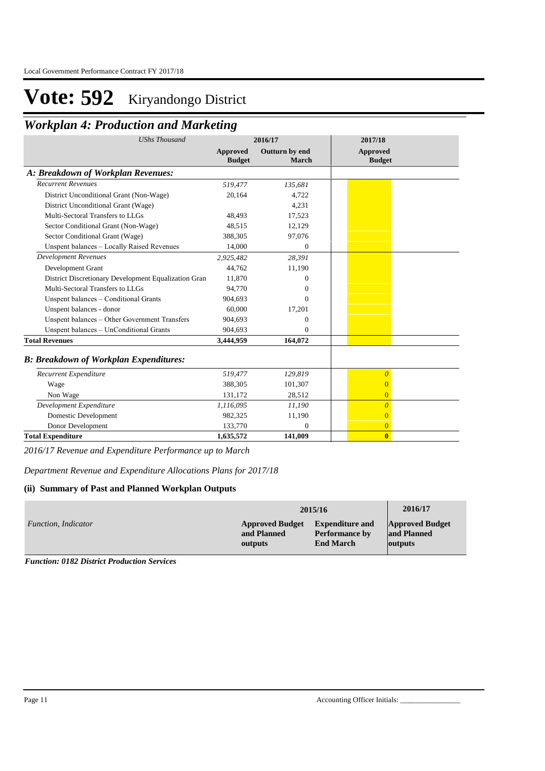# Vote: 592 Kiryandongo District

## *Workplan 4: Production and Marketing*

| *UShs Thousand* | 2016/17 | | 2017/18 |
|---|---|---|---|
| | **Approved Budget** | **Outturn by end March** | **Approved Budget** |
| ***A: Breakdown of Workplan Revenues:*** | | | |
| *Recurrent Revenues* | *519,477* | *135,681* | |
| District Unconditional Grant (Non-Wage) | 20,164 | 4,722 | |
| District Unconditional Grant (Wage) | | 4,231 | |
| Multi-Sectoral Transfers to LLGs | 48,493 | 17,523 | |
| Sector Conditional Grant (Non-Wage) | 48,515 | 12,129 | |
| Sector Conditional Grant (Wage) | 388,305 | 97,076 | |
| Unspent balances – Locally Raised Revenues | 14,000 | 0 | |
| *Development Revenues* | *2,925,482* | *28,391* | |
| Development Grant | 44,762 | 11,190 | |
| District Discretionary Development Equalization Gran | 11,870 | 0 | |
| Multi-Sectoral Transfers to LLGs | 94,770 | 0 | |
| Unspent balances – Conditional Grants | 904,693 | 0 | |
| Unspent balances - donor | 60,000 | 17,201 | |
| Unspent balances – Other Government Transfers | 904,693 | 0 | |
| Unspent balances – UnConditional Grants | 904,693 | 0 | |
| **Total Revenues** | **3,444,959** | **164,072** | |
| ***B: Breakdown of Workplan Expenditures:*** | | | |
| *Recurrent Expenditure* | *519,477* | *129,819* | *0* |
| Wage | 388,305 | 101,307 | 0 |
| Non Wage | 131,172 | 28,512 | 0 |
| *Development Expenditure* | *1,116,095* | *11,190* | *0* |
| Domestic Development | 982,325 | 11,190 | 0 |
| Donor Development | 133,770 | 0 | 0 |
| **Total Expenditure** | **1,635,572** | **141,009** | **0** |

*2016/17 Revenue and Expenditure Performance up to March*

*Department Revenue and Expenditure Allocations Plans for 2017/18*

### (ii) Summary of Past and Planned Workplan Outputs

| *Function, Indicator* | 2015/16 | | 2016/17 |
|---|---|---|---|
| | **Approved Budget and Planned outputs** | **Expenditure and Performance by End March** | **Approved Budget and Planned outputs** |

***Function: 0182 District Production Services***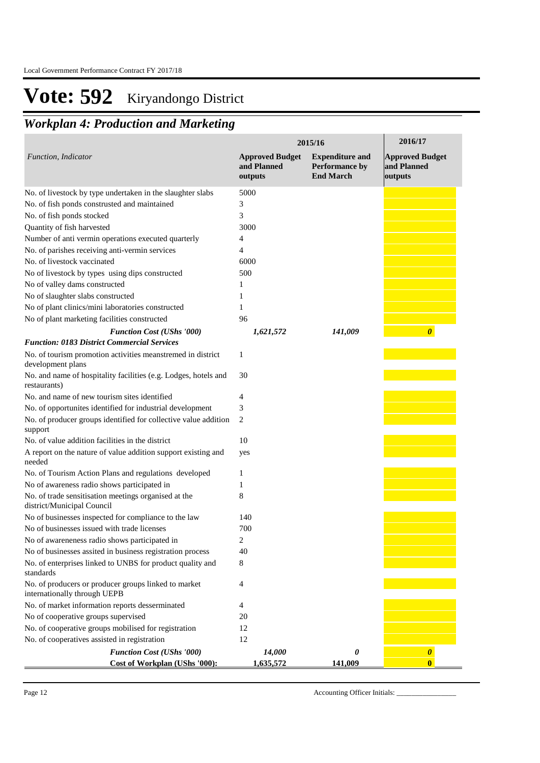# Vote: 592 Kiryandongo District

## *Workplan 4: Production and Marketing*

| *Function, Indicator* | 2015/16 Approved Budget and Planned outputs | 2015/16 Expenditure and Performance by End March | 2016/17 Approved Budget and Planned outputs |
|---|---|---|---|
| No. of livestock by type undertaken in the slaughter slabs | 5000 | | |
| No. of fish ponds construsted and maintained | 3 | | |
| No. of fish ponds stocked | 3 | | |
| Quantity of fish harvested | 3000 | | |
| Number of anti vermin operations executed quarterly | 4 | | |
| No. of parishes receiving anti-vermin services | 4 | | |
| No. of livestock vaccinated | 6000 | | |
| No of livestock by types using dips constructed | 500 | | |
| No of valley dams constructed | 1 | | |
| No of slaughter slabs constructed | 1 | | |
| No of plant clinics/mini laboratories constructed | 1 | | |
| No of plant marketing facilities constructed | 96 | | |
| ***Function Cost (UShs '000)*** | ***1,621,572*** | ***141,009*** | ***0*** |
| ***Function: 0183 District Commercial Services*** | | | |
| No. of tourism promotion activities meanstremed in district development plans | 1 | | |
| No. and name of hospitality facilities (e.g. Lodges, hotels and restaurants) | 30 | | |
| No. and name of new tourism sites identified | 4 | | |
| No. of opportunites identified for industrial development | 3 | | |
| No. of producer groups identified for collective value addition support | 2 | | |
| No. of value addition facilities in the district | 10 | | |
| A report on the nature of value addition support existing and needed | yes | | |
| No. of Tourism Action Plans and regulations developed | 1 | | |
| No of awareness radio shows participated in | 1 | | |
| No. of trade sensitisation meetings organised at the district/Municipal Council | 8 | | |
| No of businesses inspected for compliance to the law | 140 | | |
| No of businesses issued with trade licenses | 700 | | |
| No of awareneness radio shows participated in | 2 | | |
| No of businesses assited in business registration process | 40 | | |
| No. of enterprises linked to UNBS for product quality and standards | 8 | | |
| No. of producers or producer groups linked to market internationally through UEPB | 4 | | |
| No. of market information reports desserminated | 4 | | |
| No of cooperative groups supervised | 20 | | |
| No. of cooperative groups mobilised for registration | 12 | | |
| No. of cooperatives assisted in registration | 12 | | |
| ***Function Cost (UShs '000)*** | ***14,000*** | ***0*** | ***0*** |
| **Cost of Workplan (UShs '000):** | **1,635,572** | **141,009** | **0** |

Accounting Officer Initials: ________________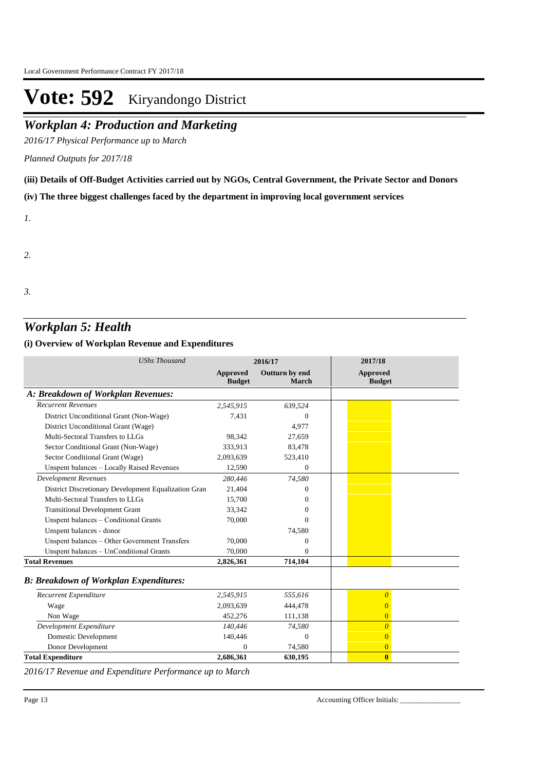# Vote: 592 Kiryandongo District

## *Workplan 4: Production and Marketing*

*2016/17 Physical Performance up to March*

*Planned Outputs for 2017/18*

**(iii) Details of Off-Budget Activities carried out by NGOs, Central Government, the Private Sector and Donors**

**(iv) The three biggest challenges faced by the department in improving local government services**

*1.*

*2.*

*3.*

## *Workplan 5: Health*

### (i) Overview of Workplan Revenue and Expenditures

| *UShs Thousand* | 2016/17 | | 2017/18 |
|---|---|---|---|
| | **Approved Budget** | **Outturn by end March** | **Approved Budget** |
| ***A: Breakdown of Workplan Revenues:*** | | | |
| *Recurrent Revenues* | *2,545,915* | *639,524* | |
| District Unconditional Grant (Non-Wage) | 7,431 | 0 | |
| District Unconditional Grant (Wage) | | 4,977 | |
| Multi-Sectoral Transfers to LLGs | 98,342 | 27,659 | |
| Sector Conditional Grant (Non-Wage) | 333,913 | 83,478 | |
| Sector Conditional Grant (Wage) | 2,093,639 | 523,410 | |
| Unspent balances – Locally Raised Revenues | 12,590 | 0 | |
| *Development Revenues* | *280,446* | *74,580* | |
| District Discretionary Development Equalization Gran | 21,404 | 0 | |
| Multi-Sectoral Transfers to LLGs | 15,700 | 0 | |
| Transitional Development Grant | 33,342 | 0 | |
| Unspent balances – Conditional Grants | 70,000 | 0 | |
| Unspent balances - donor | | 74,580 | |
| Unspent balances – Other Government Transfers | 70,000 | 0 | |
| Unspent balances – UnConditional Grants | 70,000 | 0 | |
| **Total Revenues** | **2,826,361** | **714,104** | |
| ***B: Breakdown of Workplan Expenditures:*** | | | |
| *Recurrent Expenditure* | *2,545,915* | *555,616* | *0* |
| Wage | 2,093,639 | 444,478 | 0 |
| Non Wage | 452,276 | 111,138 | 0 |
| *Development Expenditure* | *140,446* | *74,580* | *0* |
| Domestic Development | 140,446 | 0 | 0 |
| Donor Development | 0 | 74,580 | 0 |
| **Total Expenditure** | **2,686,361** | **630,195** | **0** |

*2016/17 Revenue and Expenditure Performance up to March*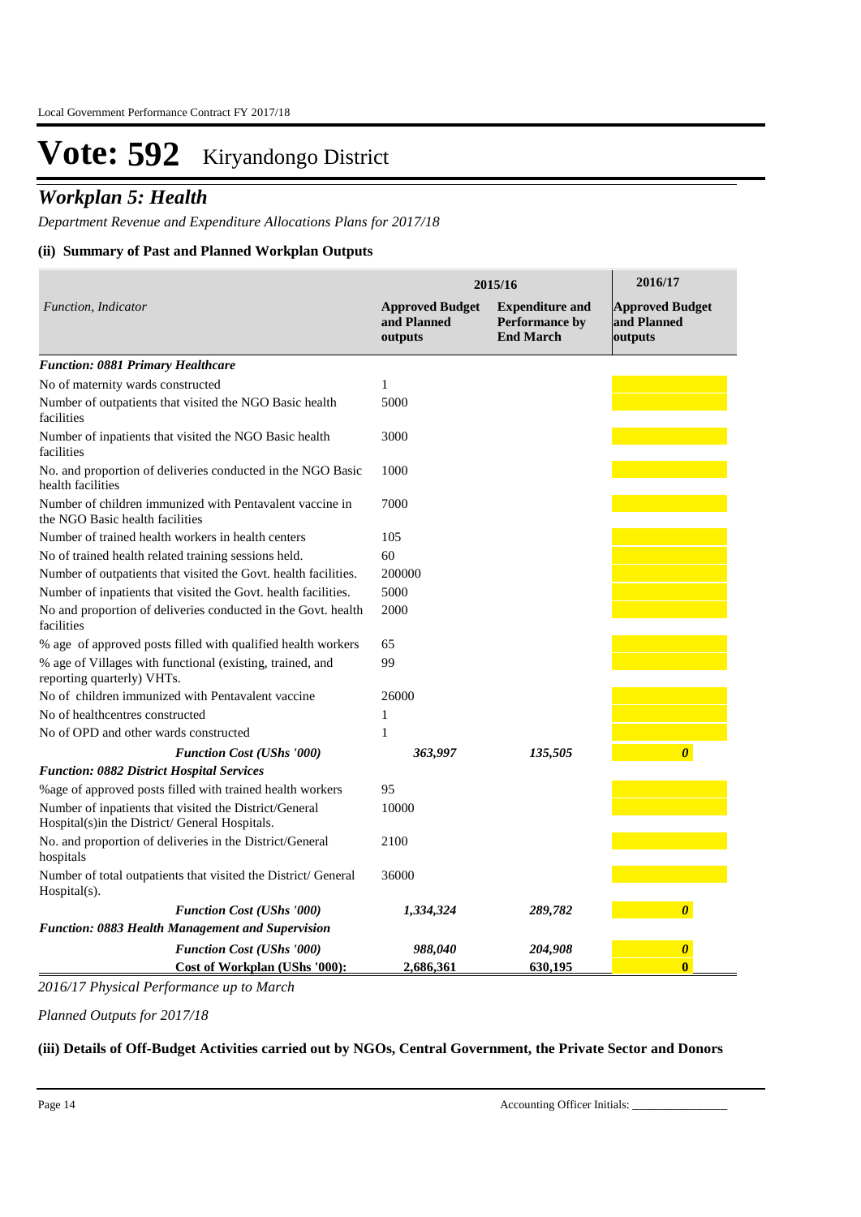# Vote: 592 Kiryandongo District

## *Workplan 5: Health*

*Department Revenue and Expenditure Allocations Plans for 2017/18*

### (ii) Summary of Past and Planned Workplan Outputs

| *Function, Indicator* | 2015/16 | | 2016/17 |
|---|---|---|---|
| | **Approved Budget and Planned outputs** | **Expenditure and Performance by End March** | **Approved Budget and Planned outputs** |
| ***Function: 0881 Primary Healthcare*** | | | |
| No of maternity wards constructed | 1 | | |
| Number of outpatients that visited the NGO Basic health facilities | 5000 | | |
| Number of inpatients that visited the NGO Basic health facilities | 3000 | | |
| No. and proportion of deliveries conducted in the NGO Basic health facilities | 1000 | | |
| Number of children immunized with Pentavalent vaccine in the NGO Basic health facilities | 7000 | | |
| Number of trained health workers in health centers | 105 | | |
| No of trained health related training sessions held. | 60 | | |
| Number of outpatients that visited the Govt. health facilities. | 200000 | | |
| Number of inpatients that visited the Govt. health facilities. | 5000 | | |
| No and proportion of deliveries conducted in the Govt. health facilities | 2000 | | |
| % age of approved posts filled with qualified health workers | 65 | | |
| % age of Villages with functional (existing, trained, and reporting quarterly) VHTs. | 99 | | |
| No of children immunized with Pentavalent vaccine | 26000 | | |
| No of healthcentres constructed | 1 | | |
| No of OPD and other wards constructed | 1 | | |
| ***Function Cost (UShs '000)*** | ***363,997*** | ***135,505*** | ***0*** |
| ***Function: 0882 District Hospital Services*** | | | |
| %age of approved posts filled with trained health workers | 95 | | |
| Number of inpatients that visited the District/General Hospital(s)in the District/ General Hospitals. | 10000 | | |
| No. and proportion of deliveries in the District/General hospitals | 2100 | | |
| Number of total outpatients that visited the District/ General Hospital(s). | 36000 | | |
| ***Function Cost (UShs '000)*** | ***1,334,324*** | ***289,782*** | ***0*** |
| ***Function: 0883 Health Management and Supervision*** | | | |
| ***Function Cost (UShs '000)*** | ***988,040*** | ***204,908*** | ***0*** |
| **Cost of Workplan (UShs '000):** | **2,686,361** | **630,195** | **0** |

*2016/17 Physical Performance up to March*

*Planned Outputs for 2017/18*

### (iii) Details of Off-Budget Activities carried out by NGOs, Central Government, the Private Sector and Donors

Accounting Officer Initials: ________________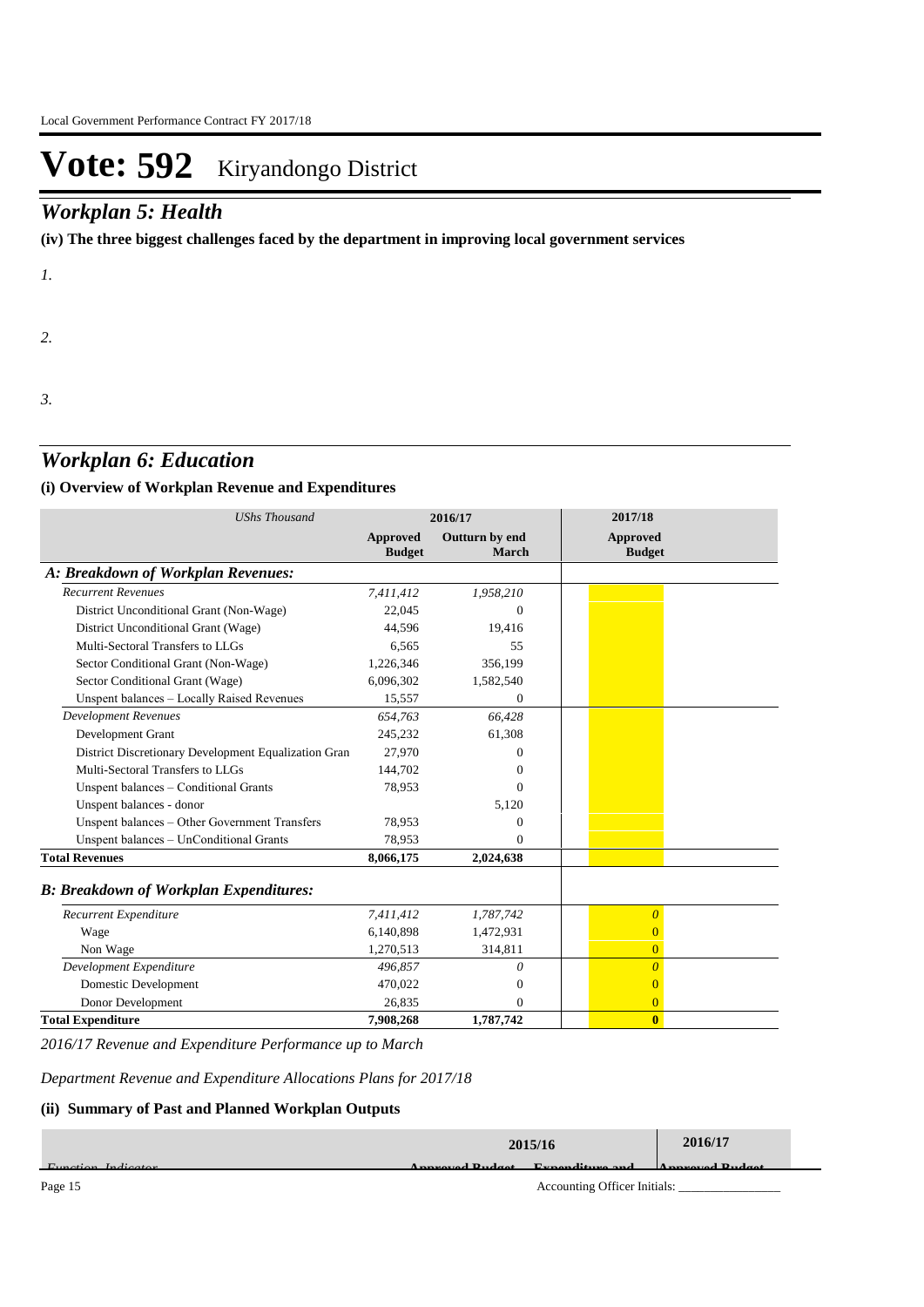# Vote: 592 Kiryandongo District

## *Workplan 5: Health*

**(iv) The three biggest challenges faced by the department in improving local government services**

*1.*

*2.*

*3.*

## *Workplan 6: Education*

### (i) Overview of Workplan Revenue and Expenditures

| *UShs Thousand* | 2016/17 | | 2017/18 |
|---|---|---|---|
| | **Approved Budget** | **Outturn by end March** | **Approved Budget** |
| ***A: Breakdown of Workplan Revenues:*** | | | |
| *Recurrent Revenues* | *7,411,412* | *1,958,210* | |
| District Unconditional Grant (Non-Wage) | 22,045 | 0 | |
| District Unconditional Grant (Wage) | 44,596 | 19,416 | |
| Multi-Sectoral Transfers to LLGs | 6,565 | 55 | |
| Sector Conditional Grant (Non-Wage) | 1,226,346 | 356,199 | |
| Sector Conditional Grant (Wage) | 6,096,302 | 1,582,540 | |
| Unspent balances – Locally Raised Revenues | 15,557 | 0 | |
| *Development Revenues* | *654,763* | *66,428* | |
| Development Grant | 245,232 | 61,308 | |
| District Discretionary Development Equalization Gran | 27,970 | 0 | |
| Multi-Sectoral Transfers to LLGs | 144,702 | 0 | |
| Unspent balances – Conditional Grants | 78,953 | 0 | |
| Unspent balances - donor | | 5,120 | |
| Unspent balances – Other Government Transfers | 78,953 | 0 | |
| Unspent balances – UnConditional Grants | 78,953 | 0 | |
| **Total Revenues** | **8,066,175** | **2,024,638** | |
| ***B: Breakdown of Workplan Expenditures:*** | | | |
| *Recurrent Expenditure* | *7,411,412* | *1,787,742* | *0* |
| Wage | 6,140,898 | 1,472,931 | 0 |
| Non Wage | 1,270,513 | 314,811 | 0 |
| *Development Expenditure* | *496,857* | *0* | *0* |
| Domestic Development | 470,022 | 0 | 0 |
| Donor Development | 26,835 | 0 | 0 |
| **Total Expenditure** | **7,908,268** | **1,787,742** | **0** |

*2016/17 Revenue and Expenditure Performance up to March*

*Department Revenue and Expenditure Allocations Plans for 2017/18*

### (ii) Summary of Past and Planned Workplan Outputs

| | 2015/16 | | 2016/17 |
|---|---|---|---|
| *Function, Indicator* | Approved Budget | Expenditure and | Approved Budget |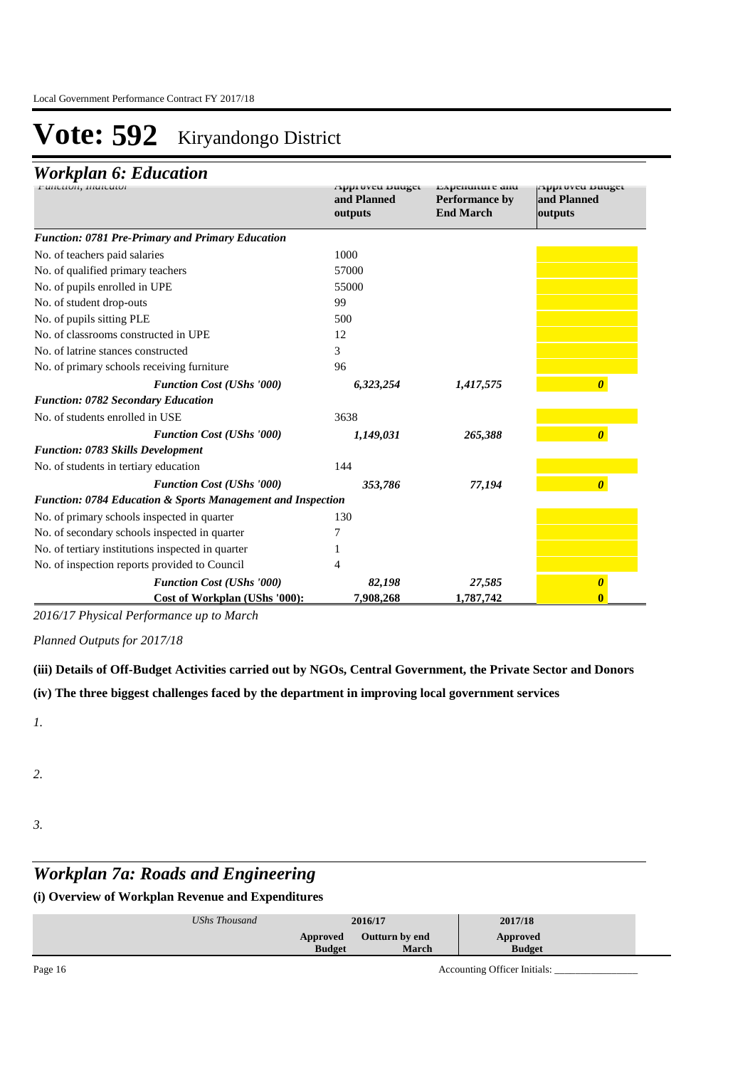Local Government Performance Contract FY 2017/18

# Vote: 592 Kiryandongo District

## Workplan 6: Education

| Function, Indicator | Approved Budget and Planned outputs | Expenditure and Performance by End March | Approved Budget and Planned outputs |
|---|---|---|---|
| ***Function: 0781 Pre-Primary and Primary Education*** | | | |
| No. of teachers paid salaries | 1000 | | |
| No. of qualified primary teachers | 57000 | | |
| No. of pupils enrolled in UPE | 55000 | | |
| No. of student drop-outs | 99 | | |
| No. of pupils sitting PLE | 500 | | |
| No. of classrooms constructed in UPE | 12 | | |
| No. of latrine stances constructed | 3 | | |
| No. of primary schools receiving furniture | 96 | | |
| ***Function Cost (UShs '000)*** | ***6,323,254*** | ***1,417,575*** | ***0*** |
| ***Function: 0782 Secondary Education*** | | | |
| No. of students enrolled in USE | 3638 | | |
| ***Function Cost (UShs '000)*** | ***1,149,031*** | ***265,388*** | ***0*** |
| ***Function: 0783 Skills Development*** | | | |
| No. of students in tertiary education | 144 | | |
| ***Function Cost (UShs '000)*** | ***353,786*** | ***77,194*** | ***0*** |
| ***Function: 0784 Education & Sports Management and Inspection*** | | | |
| No. of primary schools inspected in quarter | 130 | | |
| No. of secondary schools inspected in quarter | 7 | | |
| No. of tertiary institutions inspected in quarter | 1 | | |
| No. of inspection reports provided to Council | 4 | | |
| ***Function Cost (UShs '000)*** | ***82,198*** | ***27,585*** | ***0*** |
| **Cost of Workplan (UShs '000):** | **7,908,268** | **1,787,742** | **0** |

*2016/17 Physical Performance up to March*

*Planned Outputs for 2017/18*

**(iii) Details of Off-Budget Activities carried out by NGOs, Central Government, the Private Sector and Donors**

**(iv) The three biggest challenges faced by the department in improving local government services**

*1.*

*2.*

*3.*

## Workplan 7a: Roads and Engineering

**(i) Overview of Workplan Revenue and Expenditures**

| *UShs Thousand* | 2016/17 | | 2017/18 |
|---|---|---|---|
| | **Approved Budget** | **Outturn by end March** | **Approved Budget** |

Accounting Officer Initials: ________________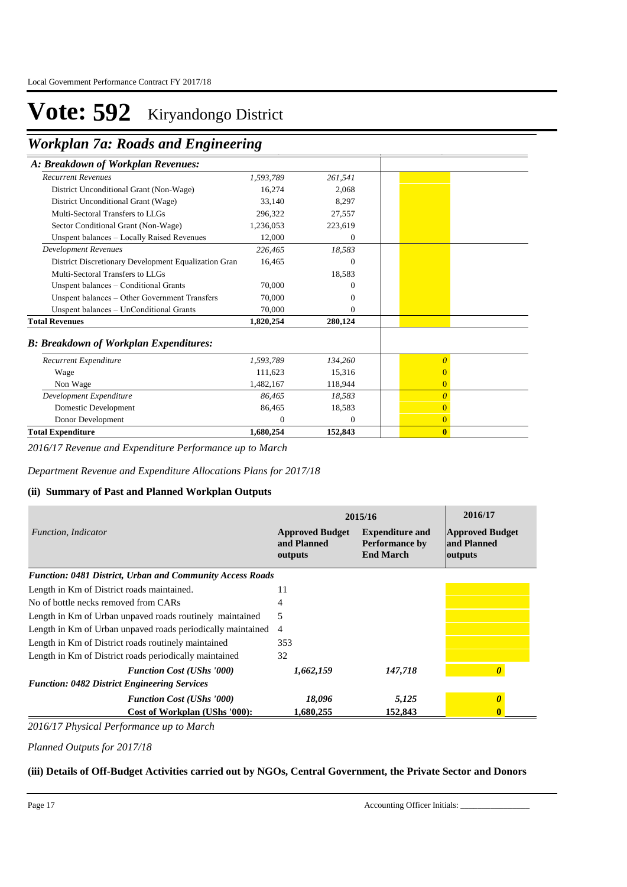# Vote: 592 Kiryandongo District

## Workplan 7a: Roads and Engineering

| A: Breakdown of Workplan Revenues: | | | |
|---|---|---|---|
| *Recurrent Revenues* | *1,593,789* | *261,541* | |
| District Unconditional Grant (Non-Wage) | 16,274 | 2,068 | |
| District Unconditional Grant (Wage) | 33,140 | 8,297 | |
| Multi-Sectoral Transfers to LLGs | 296,322 | 27,557 | |
| Sector Conditional Grant (Non-Wage) | 1,236,053 | 223,619 | |
| Unspent balances – Locally Raised Revenues | 12,000 | 0 | |
| *Development Revenues* | *226,465* | *18,583* | |
| District Discretionary Development Equalization Gran | 16,465 | 0 | |
| Multi-Sectoral Transfers to LLGs | | 18,583 | |
| Unspent balances – Conditional Grants | 70,000 | 0 | |
| Unspent balances – Other Government Transfers | 70,000 | 0 | |
| Unspent balances – UnConditional Grants | 70,000 | 0 | |
| **Total Revenues** | **1,820,254** | **280,124** | |
| ***B: Breakdown of Workplan Expenditures:*** | | | |
| *Recurrent Expenditure* | *1,593,789* | *134,260* | *0* |
| Wage | 111,623 | 15,316 | 0 |
| Non Wage | 1,482,167 | 118,944 | 0 |
| *Development Expenditure* | *86,465* | *18,583* | *0* |
| Domestic Development | 86,465 | 18,583 | 0 |
| Donor Development | 0 | 0 | 0 |
| **Total Expenditure** | **1,680,254** | **152,843** | **0** |

*2016/17 Revenue and Expenditure Performance up to March*

*Department Revenue and Expenditure Allocations Plans for 2017/18*

### (ii) Summary of Past and Planned Workplan Outputs

| | 2015/16 | | 2016/17 |
|---|---|---|---|
| *Function, Indicator* | **Approved Budget and Planned outputs** | **Expenditure and Performance by End March** | **Approved Budget and Planned outputs** |
| ***Function: 0481 District, Urban and Community Access Roads*** | | | |
| Length in Km of District roads maintained. | 11 | | |
| No of bottle necks removed from CARs | 4 | | |
| Length in Km of Urban unpaved roads routinely maintained | 5 | | |
| Length in Km of Urban unpaved roads periodically maintained | 4 | | |
| Length in Km of District roads routinely maintained | 353 | | |
| Length in Km of District roads periodically maintained | 32 | | |
| ***Function Cost (UShs '000)*** | ***1,662,159*** | ***147,718*** | ***0*** |
| ***Function: 0482 District Engineering Services*** | | | |
| ***Function Cost (UShs '000)*** | ***18,096*** | ***5,125*** | ***0*** |
| **Cost of Workplan (UShs '000):** | **1,680,255** | **152,843** | **0** |

*2016/17 Physical Performance up to March*

*Planned Outputs for 2017/18*

### (iii) Details of Off-Budget Activities carried out by NGOs, Central Government, the Private Sector and Donors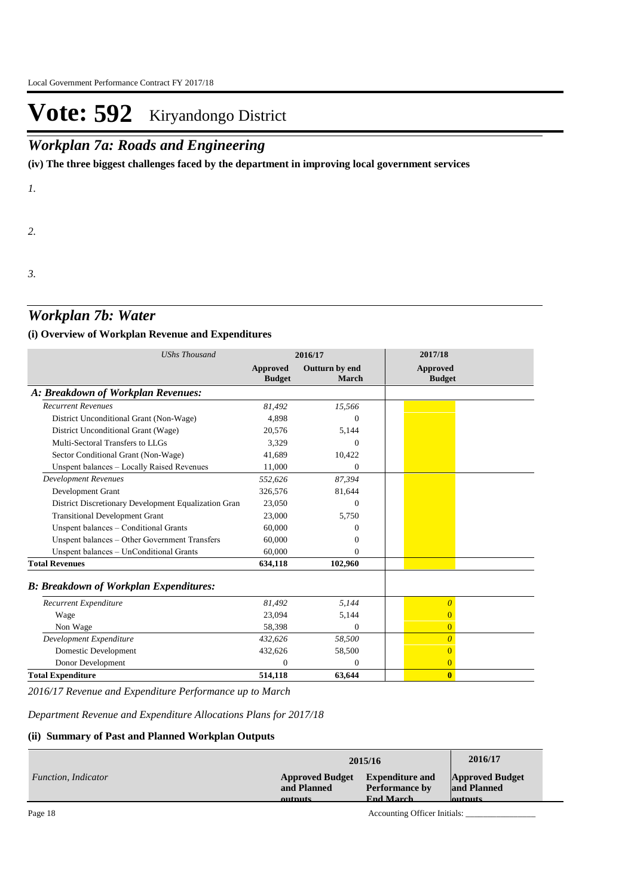# Vote: 592 Kiryandongo District

## Workplan 7a: Roads and Engineering

**(iv) The three biggest challenges faced by the department in improving local government services**

*1.*

*2.*

*3.*

## Workplan 7b: Water

### (i) Overview of Workplan Revenue and Expenditures

| *UShs Thousand* | 2016/17 | | 2017/18 |
|---|---|---|---|
| | **Approved Budget** | **Outturn by end March** | **Approved Budget** |
| ***A: Breakdown of Workplan Revenues:*** | | | |
| *Recurrent Revenues* | *81,492* | *15,566* | |
| District Unconditional Grant (Non-Wage) | 4,898 | 0 | |
| District Unconditional Grant (Wage) | 20,576 | 5,144 | |
| Multi-Sectoral Transfers to LLGs | 3,329 | 0 | |
| Sector Conditional Grant (Non-Wage) | 41,689 | 10,422 | |
| Unspent balances – Locally Raised Revenues | 11,000 | 0 | |
| *Development Revenues* | *552,626* | *87,394* | |
| Development Grant | 326,576 | 81,644 | |
| District Discretionary Development Equalization Gran | 23,050 | 0 | |
| Transitional Development Grant | 23,000 | 5,750 | |
| Unspent balances – Conditional Grants | 60,000 | 0 | |
| Unspent balances – Other Government Transfers | 60,000 | 0 | |
| Unspent balances – UnConditional Grants | 60,000 | 0 | |
| **Total Revenues** | **634,118** | **102,960** | |
| ***B: Breakdown of Workplan Expenditures:*** | | | |
| *Recurrent Expenditure* | *81,492* | *5,144* | *0* |
| Wage | 23,094 | 5,144 | 0 |
| Non Wage | 58,398 | 0 | 0 |
| *Development Expenditure* | *432,626* | *58,500* | *0* |
| Domestic Development | 432,626 | 58,500 | 0 |
| Donor Development | 0 | 0 | 0 |
| **Total Expenditure** | **514,118** | **63,644** | **0** |

*2016/17 Revenue and Expenditure Performance up to March*

*Department Revenue and Expenditure Allocations Plans for 2017/18*

### (ii) Summary of Past and Planned Workplan Outputs

| | 2015/16 | | 2016/17 |
|---|---|---|---|
| *Function, Indicator* | **Approved Budget and Planned outputs** | **Expenditure and Performance by End March** | **Approved Budget and Planned outputs** |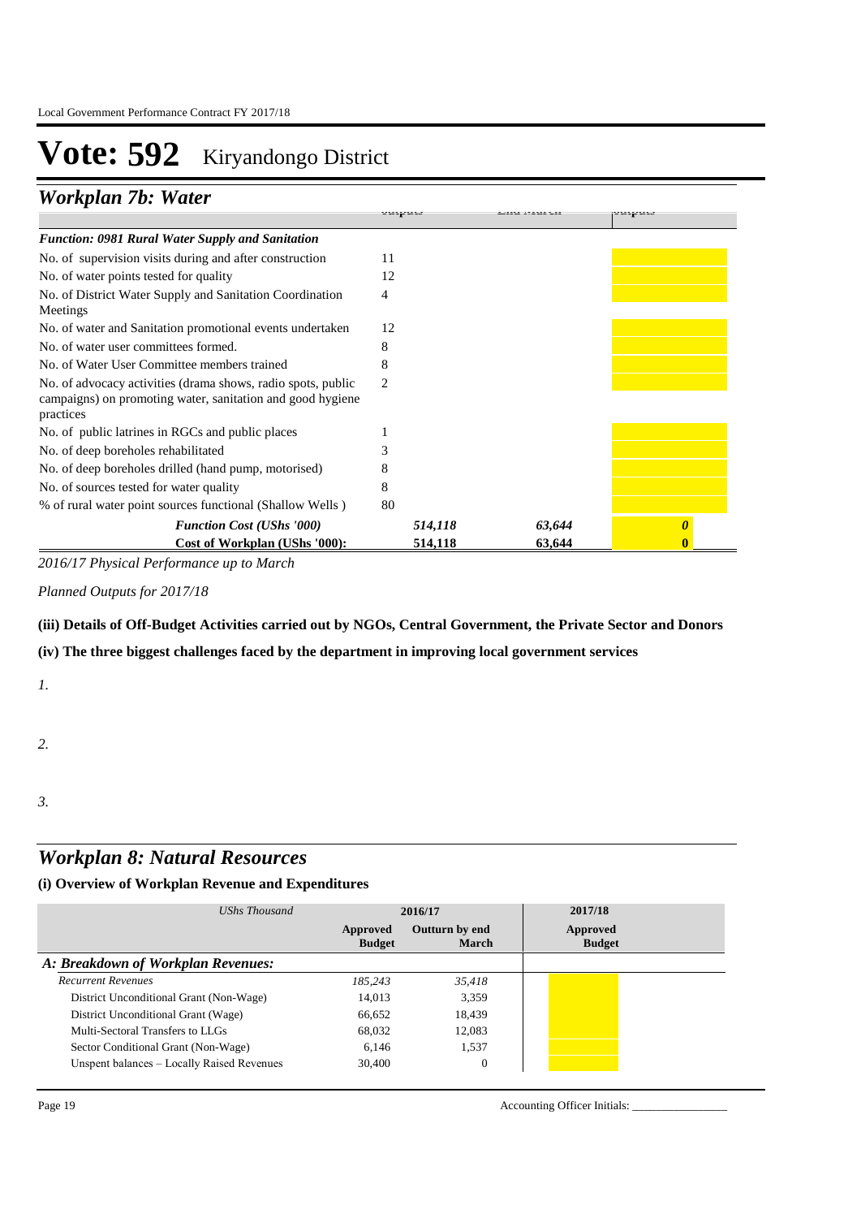# Vote: 592 Kiryandongo District

## Workplan 7b: Water

| | Outputs | End March | Outputs |
|---|---|---|---|
| ***Function: 0981 Rural Water Supply and Sanitation*** | | | |
| No. of supervision visits during and after construction | 11 | | |
| No. of water points tested for quality | 12 | | |
| No. of District Water Supply and Sanitation Coordination Meetings | 4 | | |
| No. of water and Sanitation promotional events undertaken | 12 | | |
| No. of water user committees formed. | 8 | | |
| No. of Water User Committee members trained | 8 | | |
| No. of advocacy activities (drama shows, radio spots, public campaigns) on promoting water, sanitation and good hygiene practices | 2 | | |
| No. of public latrines in RGCs and public places | 1 | | |
| No. of deep boreholes rehabilitated | 3 | | |
| No. of deep boreholes drilled (hand pump, motorised) | 8 | | |
| No. of sources tested for water quality | 8 | | |
| % of rural water point sources functional (Shallow Wells ) | 80 | | |
| ***Function Cost (UShs '000)*** | *514,118* | *63,644* | *0* |
| **Cost of Workplan (UShs '000):** | **514,118** | **63,644** | **0** |

*2016/17 Physical Performance up to March*

*Planned Outputs for 2017/18*

**(iii) Details of Off-Budget Activities carried out by NGOs, Central Government, the Private Sector and Donors**

**(iv) The three biggest challenges faced by the department in improving local government services**

*1.*

*2.*

*3.*

## Workplan 8: Natural Resources

### (i) Overview of Workplan Revenue and Expenditures

| *UShs Thousand* | 2016/17 | | 2017/18 |
|---|---|---|---|
| | **Approved Budget** | **Outturn by end March** | **Approved Budget** |
| ***A: Breakdown of Workplan Revenues:*** | | | |
| *Recurrent Revenues* | *185,243* | *35,418* | |
| District Unconditional Grant (Non-Wage) | 14,013 | 3,359 | |
| District Unconditional Grant (Wage) | 66,652 | 18,439 | |
| Multi-Sectoral Transfers to LLGs | 68,032 | 12,083 | |
| Sector Conditional Grant (Non-Wage) | 6,146 | 1,537 | |
| Unspent balances – Locally Raised Revenues | 30,400 | 0 | |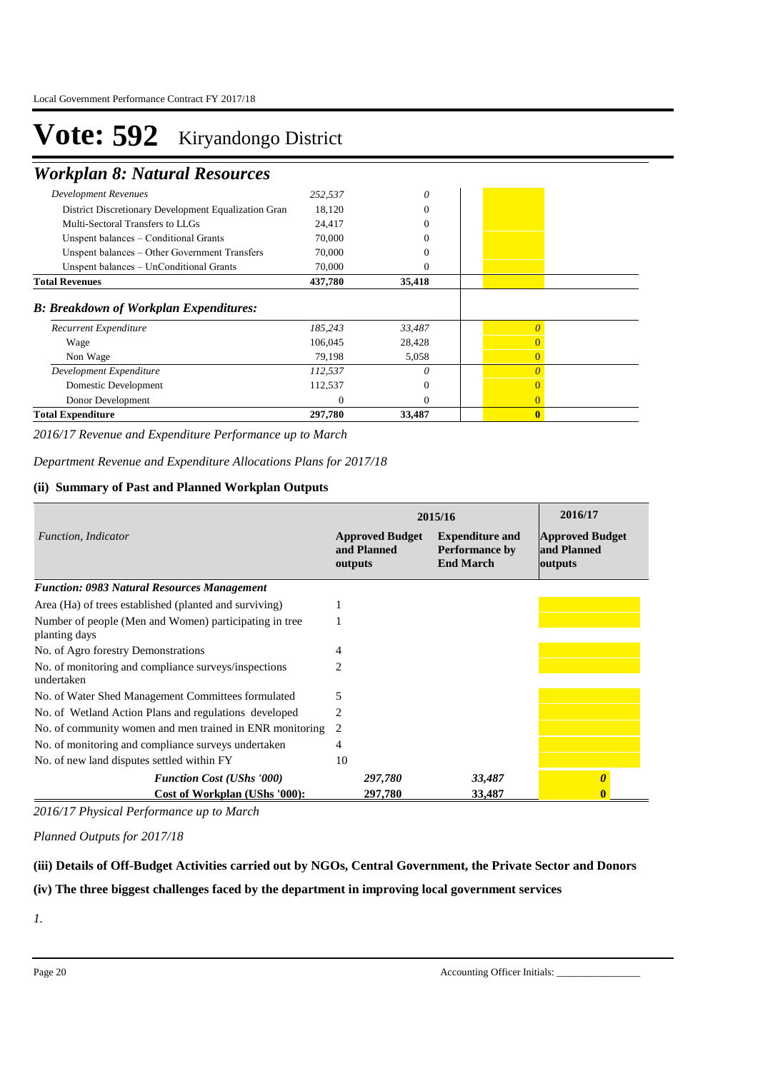# Vote: 592 Kiryandongo District

## Workplan 8: Natural Resources

| | | | |
|---|---|---|---|
| *Development Revenues* | *252,537* | *0* | |
| District Discretionary Development Equalization Gran | 18,120 | 0 | |
| Multi-Sectoral Transfers to LLGs | 24,417 | 0 | |
| Unspent balances – Conditional Grants | 70,000 | 0 | |
| Unspent balances – Other Government Transfers | 70,000 | 0 | |
| Unspent balances – UnConditional Grants | 70,000 | 0 | |
| **Total Revenues** | **437,780** | **35,418** | |
| ***B: Breakdown of Workplan Expenditures:*** | | | |
| *Recurrent Expenditure* | *185,243* | *33,487* | *0* |
| Wage | 106,045 | 28,428 | 0 |
| Non Wage | 79,198 | 5,058 | 0 |
| *Development Expenditure* | *112,537* | *0* | *0* |
| Domestic Development | 112,537 | 0 | 0 |
| Donor Development | 0 | 0 | 0 |
| **Total Expenditure** | **297,780** | **33,487** | **0** |

*2016/17 Revenue and Expenditure Performance up to March*

*Department Revenue and Expenditure Allocations Plans for 2017/18*

### (ii) Summary of Past and Planned Workplan Outputs

| *Function, Indicator* | 2015/16 | | 2016/17 |
|---|---|---|---|
| | **Approved Budget and Planned outputs** | **Expenditure and Performance by End March** | **Approved Budget and Planned outputs** |
| ***Function: 0983 Natural Resources Management*** | | | |
| Area (Ha) of trees established (planted and surviving) | 1 | | |
| Number of people (Men and Women) participating in tree planting days | 1 | | |
| No. of Agro forestry Demonstrations | 4 | | |
| No. of monitoring and compliance surveys/inspections undertaken | 2 | | |
| No. of Water Shed Management Committees formulated | 5 | | |
| No. of Wetland Action Plans and regulations developed | 2 | | |
| No. of community women and men trained in ENR monitoring | 2 | | |
| No. of monitoring and compliance surveys undertaken | 4 | | |
| No. of new land disputes settled within FY | 10 | | |
| ***Function Cost (UShs '000)*** | *297,780* | *33,487* | ***0*** |
| **Cost of Workplan (UShs '000):** | **297,780** | **33,487** | **0** |

*2016/17 Physical Performance up to March*

*Planned Outputs for 2017/18*

### (iii) Details of Off-Budget Activities carried out by NGOs, Central Government, the Private Sector and Donors

### (iv) The three biggest challenges faced by the department in improving local government services

*1.*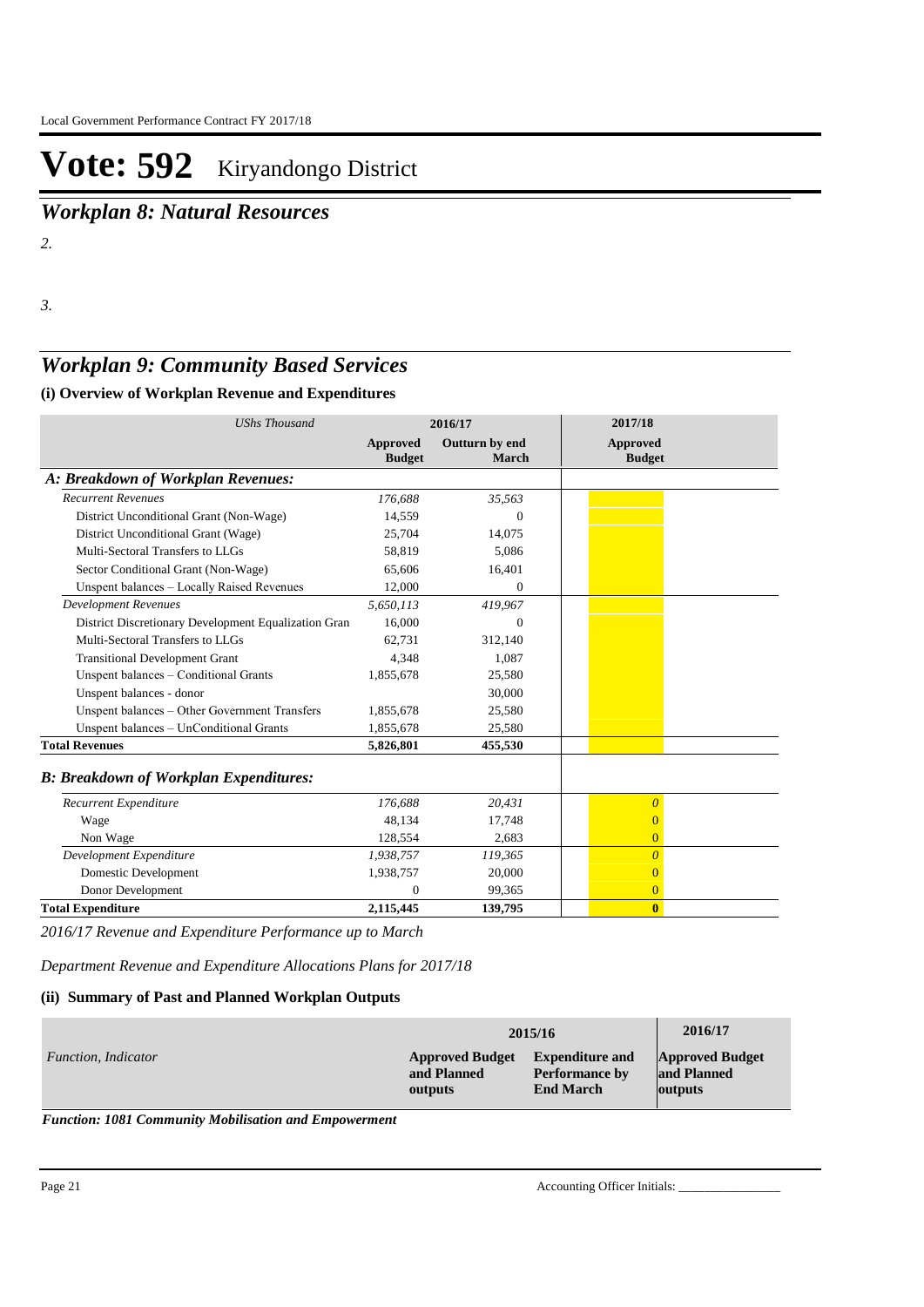# Vote: 592 Kiryandongo District

## *Workplan 8: Natural Resources*

*2.*

*3.*

## *Workplan 9: Community Based Services*

### (i) Overview of Workplan Revenue and Expenditures

| *UShs Thousand* | 2016/17 | | 2017/18 |
|---|---|---|---|
| | **Approved Budget** | **Outturn by end March** | **Approved Budget** |
| ***A: Breakdown of Workplan Revenues:*** | | | |
| *Recurrent Revenues* | *176,688* | *35,563* | |
| District Unconditional Grant (Non-Wage) | 14,559 | 0 | |
| District Unconditional Grant (Wage) | 25,704 | 14,075 | |
| Multi-Sectoral Transfers to LLGs | 58,819 | 5,086 | |
| Sector Conditional Grant (Non-Wage) | 65,606 | 16,401 | |
| Unspent balances – Locally Raised Revenues | 12,000 | 0 | |
| *Development Revenues* | *5,650,113* | *419,967* | |
| District Discretionary Development Equalization Gran | 16,000 | 0 | |
| Multi-Sectoral Transfers to LLGs | 62,731 | 312,140 | |
| Transitional Development Grant | 4,348 | 1,087 | |
| Unspent balances – Conditional Grants | 1,855,678 | 25,580 | |
| Unspent balances - donor | | 30,000 | |
| Unspent balances – Other Government Transfers | 1,855,678 | 25,580 | |
| Unspent balances – UnConditional Grants | 1,855,678 | 25,580 | |
| **Total Revenues** | **5,826,801** | **455,530** | |
| ***B: Breakdown of Workplan Expenditures:*** | | | |
| *Recurrent Expenditure* | *176,688* | *20,431* | *0* |
| Wage | 48,134 | 17,748 | 0 |
| Non Wage | 128,554 | 2,683 | 0 |
| *Development Expenditure* | *1,938,757* | *119,365* | *0* |
| Domestic Development | 1,938,757 | 20,000 | 0 |
| Donor Development | 0 | 99,365 | 0 |
| **Total Expenditure** | **2,115,445** | **139,795** | **0** |

*2016/17 Revenue and Expenditure Performance up to March*

*Department Revenue and Expenditure Allocations Plans for 2017/18*

### (ii) Summary of Past and Planned Workplan Outputs

| | 2015/16 | | 2016/17 |
|---|---|---|---|
| *Function, Indicator* | **Approved Budget and Planned outputs** | **Expenditure and Performance by End March** | **Approved Budget and Planned outputs** |

***Function: 1081 Community Mobilisation and Empowerment***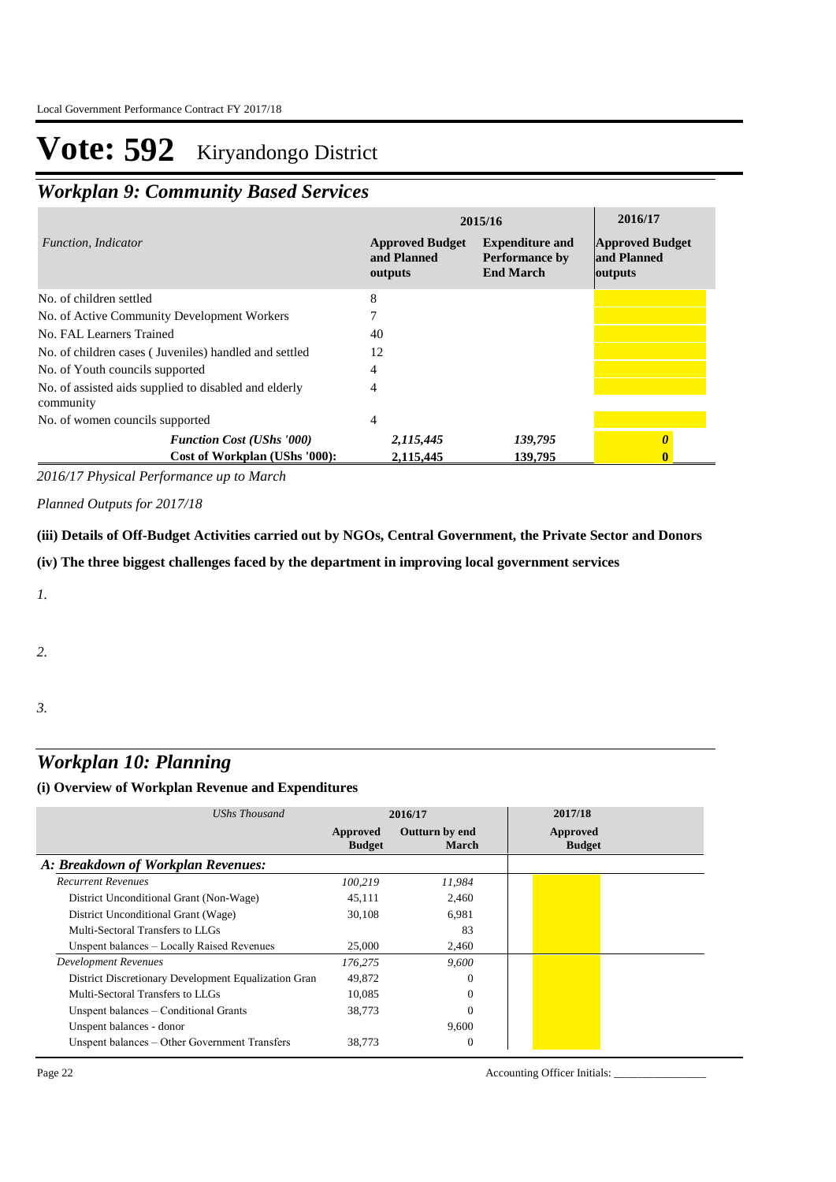# Vote: 592 Kiryandongo District

## *Workplan 9: Community Based Services*

| *Function, Indicator* | 2015/16 Approved Budget and Planned outputs | 2015/16 Expenditure and Performance by End March | 2016/17 Approved Budget and Planned outputs |
|---|---|---|---|
| No. of children settled | 8 | | |
| No. of Active Community Development Workers | 7 | | |
| No. FAL Learners Trained | 40 | | |
| No. of children cases ( Juveniles) handled and settled | 12 | | |
| No. of Youth councils supported | 4 | | |
| No. of assisted aids supplied to disabled and elderly community | 4 | | |
| No. of women councils supported | 4 | | |
| ***Function Cost (UShs '000)*** | ***2,115,445*** | ***139,795*** | ***0*** |
| **Cost of Workplan (UShs '000):** | **2,115,445** | **139,795** | **0** |

*2016/17 Physical Performance up to March*

*Planned Outputs for 2017/18*

**(iii) Details of Off-Budget Activities carried out by NGOs, Central Government, the Private Sector and Donors**

**(iv) The three biggest challenges faced by the department in improving local government services**

*1.*

*2.*

*3.*

## *Workplan 10: Planning*

**(i) Overview of Workplan Revenue and Expenditures**

| *UShs Thousand* | 2016/17 Approved Budget | 2016/17 Outturn by end March | 2017/18 Approved Budget |
|---|---|---|---|
| ***A: Breakdown of Workplan Revenues:*** | | | |
| *Recurrent Revenues* | *100,219* | *11,984* | |
| District Unconditional Grant (Non-Wage) | 45,111 | 2,460 | |
| District Unconditional Grant (Wage) | 30,108 | 6,981 | |
| Multi-Sectoral Transfers to LLGs | | 83 | |
| Unspent balances – Locally Raised Revenues | 25,000 | 2,460 | |
| *Development Revenues* | *176,275* | *9,600* | |
| District Discretionary Development Equalization Gran | 49,872 | 0 | |
| Multi-Sectoral Transfers to LLGs | 10,085 | 0 | |
| Unspent balances – Conditional Grants | 38,773 | 0 | |
| Unspent balances - donor | | 9,600 | |
| Unspent balances – Other Government Transfers | 38,773 | 0 | |

Accounting Officer Initials: ________________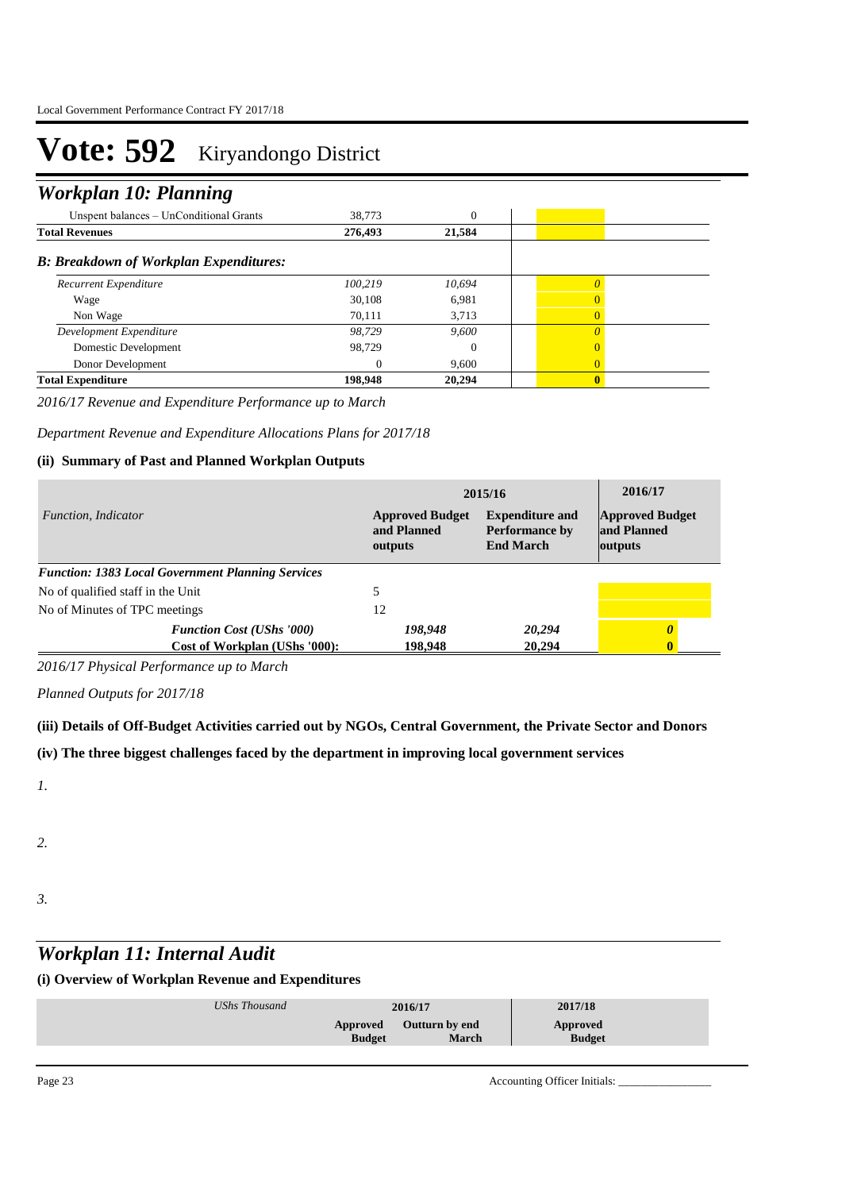# Vote: 592 Kiryandongo District

## Workplan 10: Planning

| | | | |
|---|---|---|---|
| Unspent balances – UnConditional Grants | 38,773 | 0 | |
| **Total Revenues** | **276,493** | **21,584** | |
| ***B: Breakdown of Workplan Expenditures:*** | | | |
| *Recurrent Expenditure* | *100,219* | *10,694* | *0* |
| Wage | 30,108 | 6,981 | 0 |
| Non Wage | 70,111 | 3,713 | 0 |
| *Development Expenditure* | *98,729* | *9,600* | *0* |
| Domestic Development | 98,729 | 0 | 0 |
| Donor Development | 0 | 9,600 | 0 |
| **Total Expenditure** | **198,948** | **20,294** | **0** |

*2016/17 Revenue and Expenditure Performance up to March*

*Department Revenue and Expenditure Allocations Plans for 2017/18*

**(ii) Summary of Past and Planned Workplan Outputs**

| *Function, Indicator* | **2015/16** Approved Budget and Planned outputs | **2015/16** Expenditure and Performance by End March | **2016/17** Approved Budget and Planned outputs |
|---|---|---|---|
| ***Function: 1383 Local Government Planning Services*** | | | |
| No of qualified staff in the Unit | 5 | | |
| No of Minutes of TPC meetings | 12 | | |
| ***Function Cost (UShs '000)*** | ***198,948*** | ***20,294*** | ***0*** |
| **Cost of Workplan (UShs '000):** | **198,948** | **20,294** | **0** |

*2016/17 Physical Performance up to March*

*Planned Outputs for 2017/18*

**(iii) Details of Off-Budget Activities carried out by NGOs, Central Government, the Private Sector and Donors**

**(iv) The three biggest challenges faced by the department in improving local government services**

*1.*

*2.*

*3.*

## Workplan 11: Internal Audit

**(i) Overview of Workplan Revenue and Expenditures**

| *UShs Thousand* | **2016/17** Approved Budget | **2016/17** Outturn by end March | **2017/18** Approved Budget |
|---|---|---|---|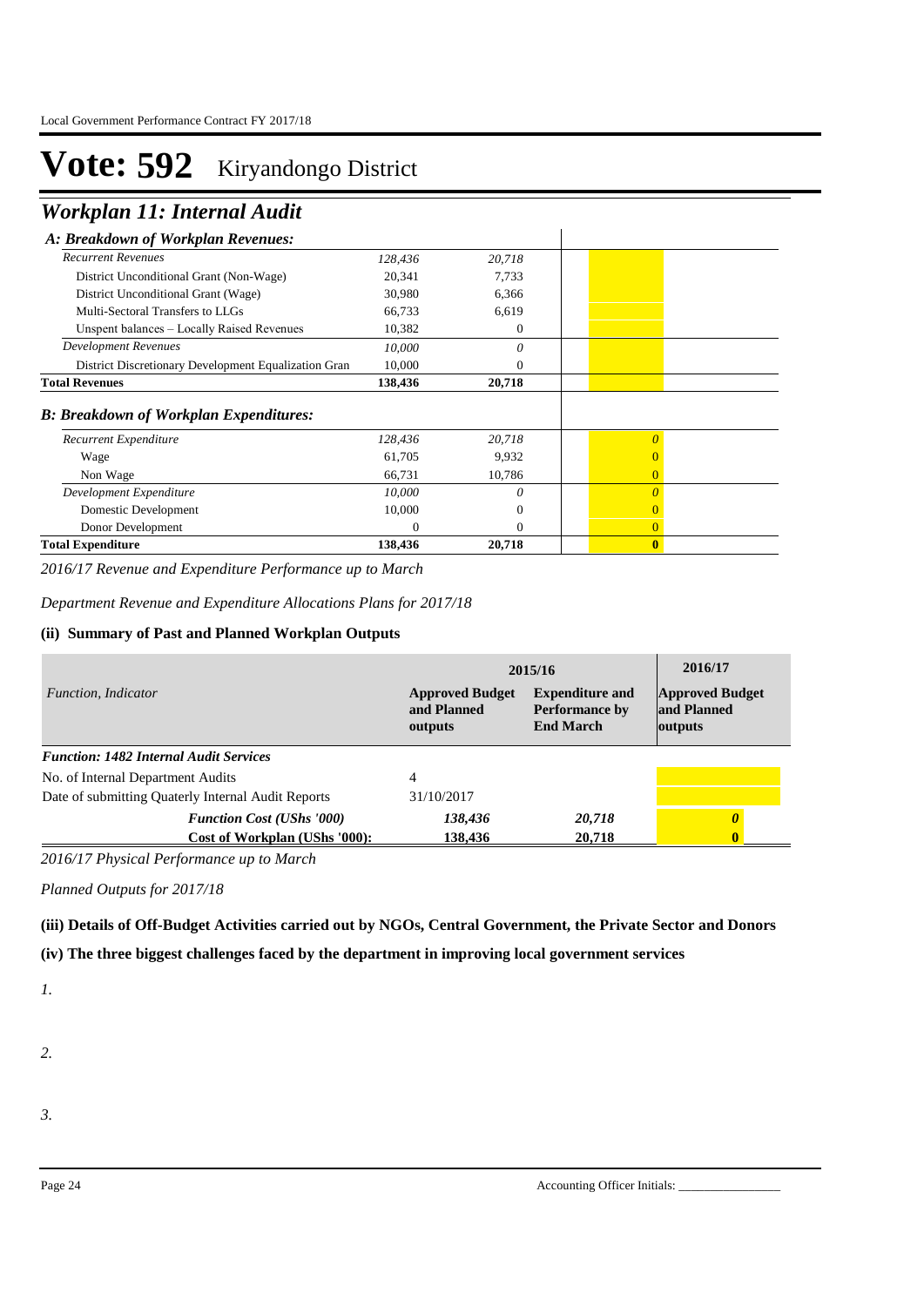# Vote: 592 Kiryandongo District

## *Workplan 11: Internal Audit*

### *A: Breakdown of Workplan Revenues:*

| | | | |
|---|---|---|---|
| *Recurrent Revenues* | *128,436* | *20,718* | |
| District Unconditional Grant (Non-Wage) | 20,341 | 7,733 | |
| District Unconditional Grant (Wage) | 30,980 | 6,366 | |
| Multi-Sectoral Transfers to LLGs | 66,733 | 6,619 | |
| Unspent balances – Locally Raised Revenues | 10,382 | 0 | |
| *Development Revenues* | *10,000* | *0* | |
| District Discretionary Development Equalization Gran | 10,000 | 0 | |
| **Total Revenues** | **138,436** | **20,718** | |

### *B: Breakdown of Workplan Expenditures:*

| | | | |
|---|---|---|---|
| *Recurrent Expenditure* | *128,436* | *20,718* | *0* |
| Wage | 61,705 | 9,932 | 0 |
| Non Wage | 66,731 | 10,786 | 0 |
| *Development Expenditure* | *10,000* | *0* | *0* |
| Domestic Development | 10,000 | 0 | 0 |
| Donor Development | 0 | 0 | 0 |
| **Total Expenditure** | **138,436** | **20,718** | **0** |

*2016/17 Revenue and Expenditure Performance up to March*

*Department Revenue and Expenditure Allocations Plans for 2017/18*

### (ii) Summary of Past and Planned Workplan Outputs

| | 2015/16 | | 2016/17 |
|---|---|---|---|
| *Function, Indicator* | **Approved Budget and Planned outputs** | **Expenditure and Performance by End March** | **Approved Budget and Planned outputs** |
| ***Function: 1482 Internal Audit Services*** | | | |
| No. of Internal Department Audits | 4 | | |
| Date of submitting Quaterly Internal Audit Reports | 31/10/2017 | | |
| ***Function Cost (UShs '000)*** | ***138,436*** | ***20,718*** | ***0*** |
| **Cost of Workplan (UShs '000):** | **138,436** | **20,718** | **0** |

*2016/17 Physical Performance up to March*

*Planned Outputs for 2017/18*

### (iii) Details of Off-Budget Activities carried out by NGOs, Central Government, the Private Sector and Donors

### (iv) The three biggest challenges faced by the department in improving local government services

*1.*

*2.*

*3.*